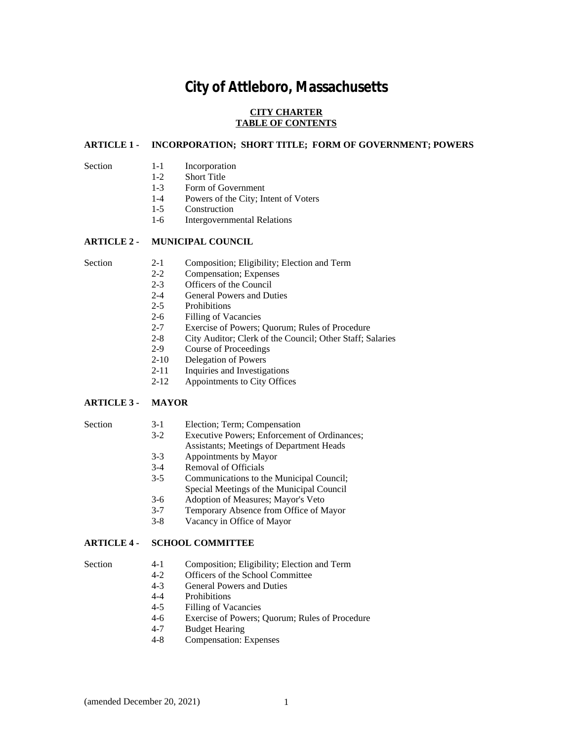# City of Attleboro, Massachusetts

**CITY CHARTER**
**TABLE OF CONTENTS**

### ARTICLE 1 - INCORPORATION; SHORT TITLE; FORM OF GOVERNMENT; POWERS

Section
- 1-1 Incorporation
- 1-2 Short Title
- 1-3 Form of Government
- 1-4 Powers of the City; Intent of Voters
- 1-5 Construction
- 1-6 Intergovernmental Relations

### ARTICLE 2 - MUNICIPAL COUNCIL

Section
- 2-1 Composition; Eligibility; Election and Term
- 2-2 Compensation; Expenses
- 2-3 Officers of the Council
- 2-4 General Powers and Duties
- 2-5 Prohibitions
- 2-6 Filling of Vacancies
- 2-7 Exercise of Powers; Quorum; Rules of Procedure
- 2-8 City Auditor; Clerk of the Council; Other Staff; Salaries
- 2-9 Course of Proceedings
- 2-10 Delegation of Powers
- 2-11 Inquiries and Investigations
- 2-12 Appointments to City Offices

### ARTICLE 3 - MAYOR

Section
- 3-1 Election; Term; Compensation
- 3-2 Executive Powers; Enforcement of Ordinances; Assistants; Meetings of Department Heads
- 3-3 Appointments by Mayor
- 3-4 Removal of Officials
- 3-5 Communications to the Municipal Council; Special Meetings of the Municipal Council
- 3-6 Adoption of Measures; Mayor's Veto
- 3-7 Temporary Absence from Office of Mayor
- 3-8 Vacancy in Office of Mayor

### ARTICLE 4 - SCHOOL COMMITTEE

Section
- 4-1 Composition; Eligibility; Election and Term
- 4-2 Officers of the School Committee
- 4-3 General Powers and Duties
- 4-4 Prohibitions
- 4-5 Filling of Vacancies
- 4-6 Exercise of Powers; Quorum; Rules of Procedure
- 4-7 Budget Hearing
- 4-8 Compensation: Expenses

(amended December 20, 2021)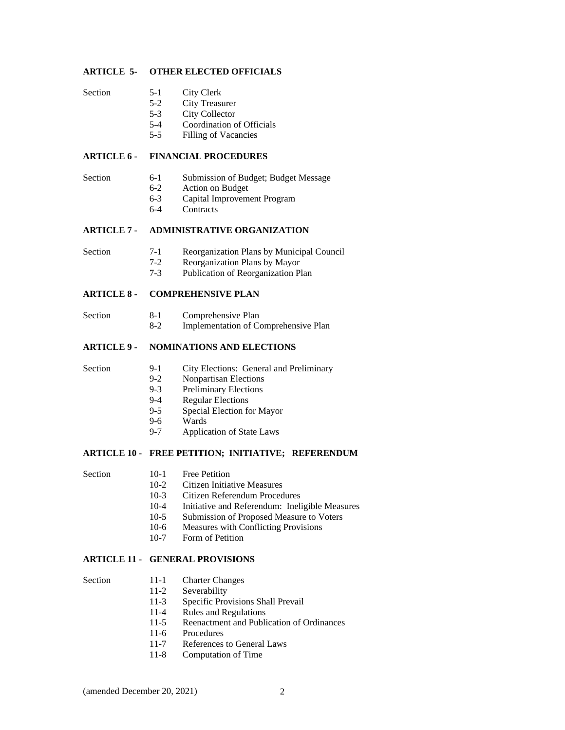**ARTICLE 5- OTHER ELECTED OFFICIALS**

Section 5-1 City Clerk
5-2 City Treasurer
5-3 City Collector
5-4 Coordination of Officials
5-5 Filling of Vacancies

**ARTICLE 6 - FINANCIAL PROCEDURES**

Section 6-1 Submission of Budget; Budget Message
6-2 Action on Budget
6-3 Capital Improvement Program
6-4 Contracts

**ARTICLE 7 - ADMINISTRATIVE ORGANIZATION**

Section 7-1 Reorganization Plans by Municipal Council
7-2 Reorganization Plans by Mayor
7-3 Publication of Reorganization Plan

**ARTICLE 8 - COMPREHENSIVE PLAN**

Section 8-1 Comprehensive Plan
8-2 Implementation of Comprehensive Plan

**ARTICLE 9 - NOMINATIONS AND ELECTIONS**

Section 9-1 City Elections: General and Preliminary
9-2 Nonpartisan Elections
9-3 Preliminary Elections
9-4 Regular Elections
9-5 Special Election for Mayor
9-6 Wards
9-7 Application of State Laws

**ARTICLE 10 - FREE PETITION; INITIATIVE; REFERENDUM**

Section 10-1 Free Petition
10-2 Citizen Initiative Measures
10-3 Citizen Referendum Procedures
10-4 Initiative and Referendum: Ineligible Measures
10-5 Submission of Proposed Measure to Voters
10-6 Measures with Conflicting Provisions
10-7 Form of Petition

**ARTICLE 11 - GENERAL PROVISIONS**

Section 11-1 Charter Changes
11-2 Severability
11-3 Specific Provisions Shall Prevail
11-4 Rules and Regulations
11-5 Reenactment and Publication of Ordinances
11-6 Procedures
11-7 References to General Laws
11-8 Computation of Time

(amended December 20, 2021)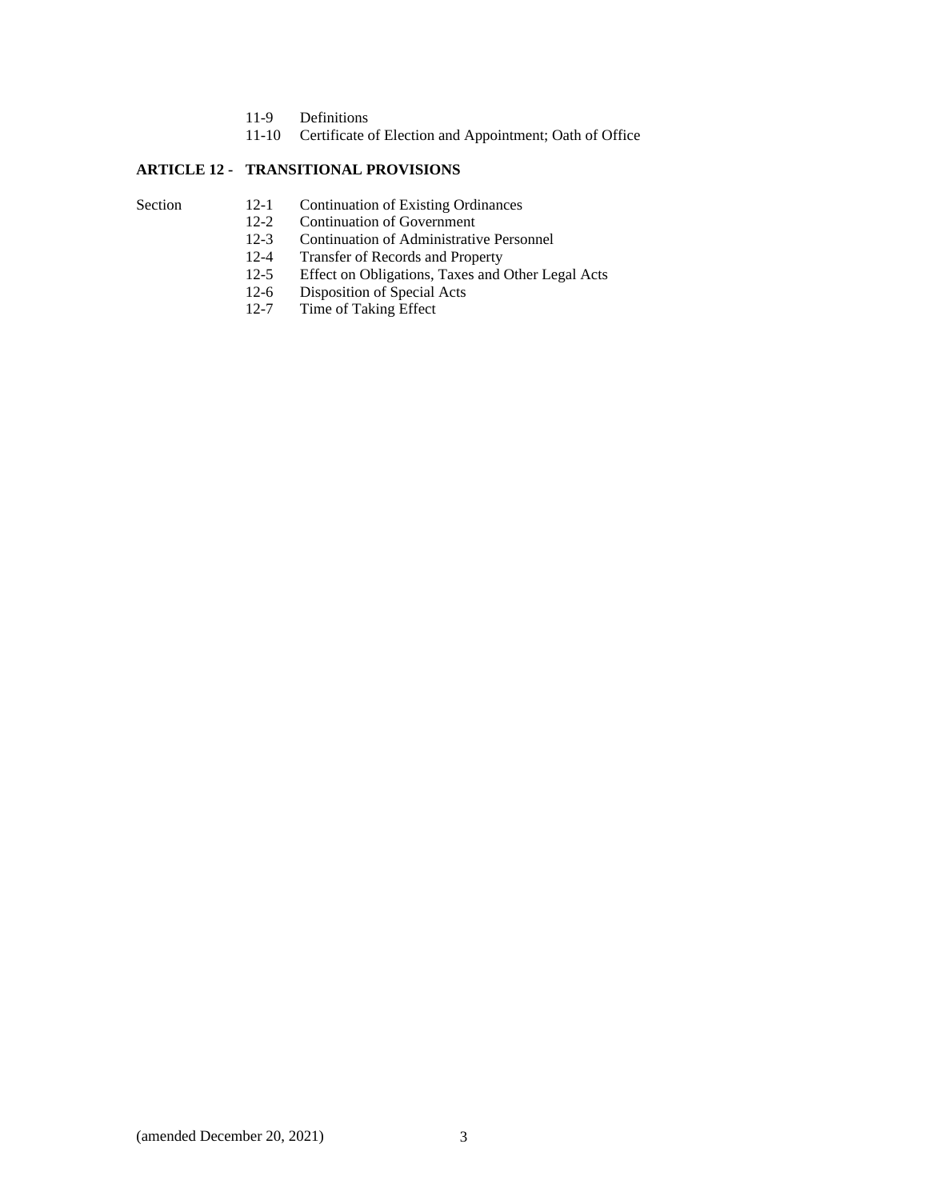11-9 Definitions
11-10 Certificate of Election and Appointment; Oath of Office

**ARTICLE 12 - TRANSITIONAL PROVISIONS**

Section
12-1 Continuation of Existing Ordinances
12-2 Continuation of Government
12-3 Continuation of Administrative Personnel
12-4 Transfer of Records and Property
12-5 Effect on Obligations, Taxes and Other Legal Acts
12-6 Disposition of Special Acts
12-7 Time of Taking Effect

(amended December 20, 2021)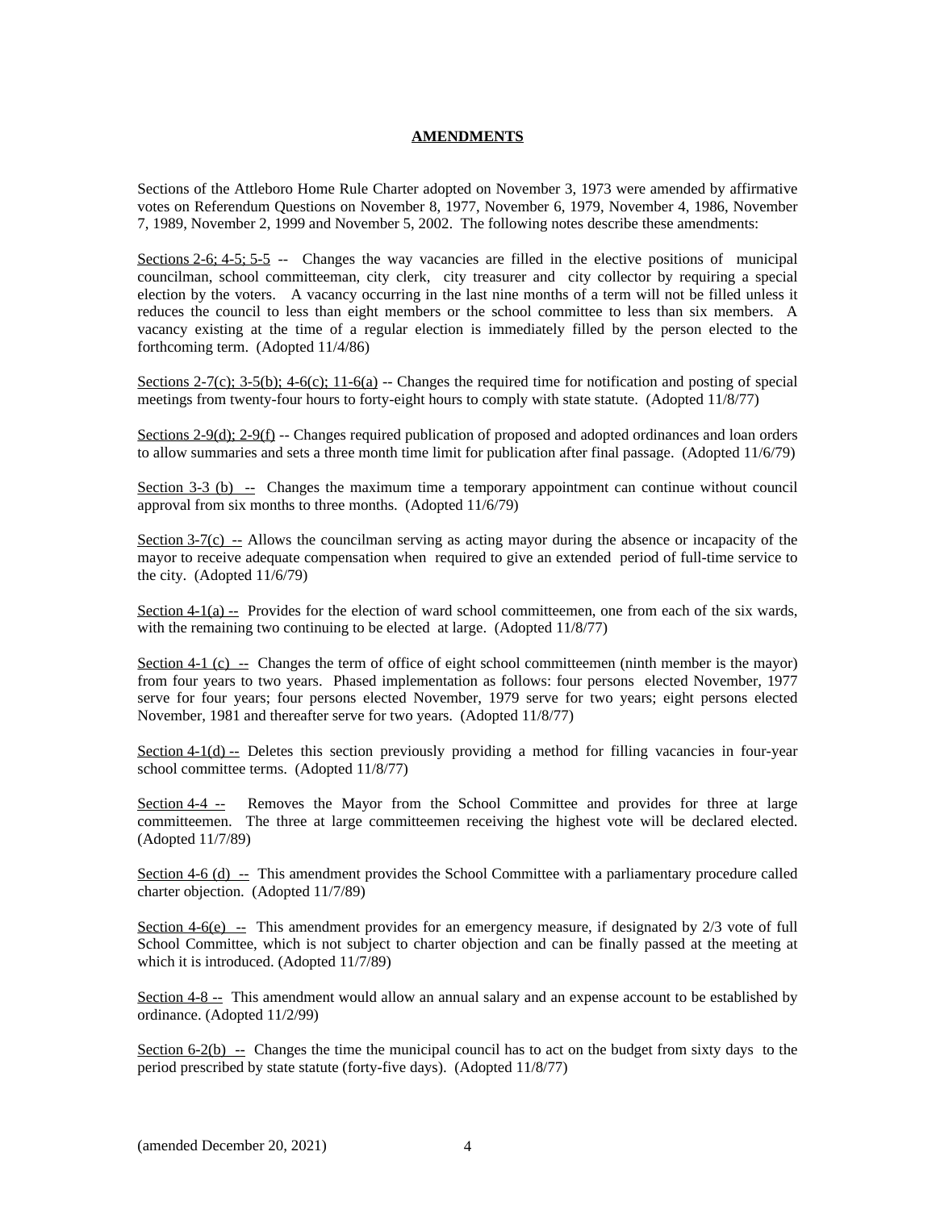## AMENDMENTS

Sections of the Attleboro Home Rule Charter adopted on November 3, 1973 were amended by affirmative votes on Referendum Questions on November 8, 1977, November 6, 1979, November 4, 1986, November 7, 1989, November 2, 1999 and November 5, 2002. The following notes describe these amendments:

Sections 2-6; 4-5; 5-5 -- Changes the way vacancies are filled in the elective positions of municipal councilman, school committeeman, city clerk, city treasurer and city collector by requiring a special election by the voters. A vacancy occurring in the last nine months of a term will not be filled unless it reduces the council to less than eight members or the school committee to less than six members. A vacancy existing at the time of a regular election is immediately filled by the person elected to the forthcoming term. (Adopted 11/4/86)

Sections 2-7(c); 3-5(b); 4-6(c); 11-6(a) -- Changes the required time for notification and posting of special meetings from twenty-four hours to forty-eight hours to comply with state statute. (Adopted 11/8/77)

Sections 2-9(d); 2-9(f) -- Changes required publication of proposed and adopted ordinances and loan orders to allow summaries and sets a three month time limit for publication after final passage. (Adopted 11/6/79)

Section 3-3 (b) -- Changes the maximum time a temporary appointment can continue without council approval from six months to three months. (Adopted 11/6/79)

Section 3-7(c) -- Allows the councilman serving as acting mayor during the absence or incapacity of the mayor to receive adequate compensation when required to give an extended period of full-time service to the city. (Adopted 11/6/79)

Section 4-1(a) -- Provides for the election of ward school committeemen, one from each of the six wards, with the remaining two continuing to be elected at large. (Adopted 11/8/77)

Section 4-1 (c) -- Changes the term of office of eight school committeemen (ninth member is the mayor) from four years to two years. Phased implementation as follows: four persons elected November, 1977 serve for four years; four persons elected November, 1979 serve for two years; eight persons elected November, 1981 and thereafter serve for two years. (Adopted 11/8/77)

Section 4-1(d) -- Deletes this section previously providing a method for filling vacancies in four-year school committee terms. (Adopted 11/8/77)

Section 4-4 -- Removes the Mayor from the School Committee and provides for three at large committeemen. The three at large committeemen receiving the highest vote will be declared elected. (Adopted 11/7/89)

Section 4-6 (d) -- This amendment provides the School Committee with a parliamentary procedure called charter objection. (Adopted 11/7/89)

Section 4-6(e) -- This amendment provides for an emergency measure, if designated by 2/3 vote of full School Committee, which is not subject to charter objection and can be finally passed at the meeting at which it is introduced. (Adopted 11/7/89)

Section 4-8 -- This amendment would allow an annual salary and an expense account to be established by ordinance. (Adopted 11/2/99)

Section 6-2(b) -- Changes the time the municipal council has to act on the budget from sixty days to the period prescribed by state statute (forty-five days). (Adopted 11/8/77)

(amended December 20, 2021)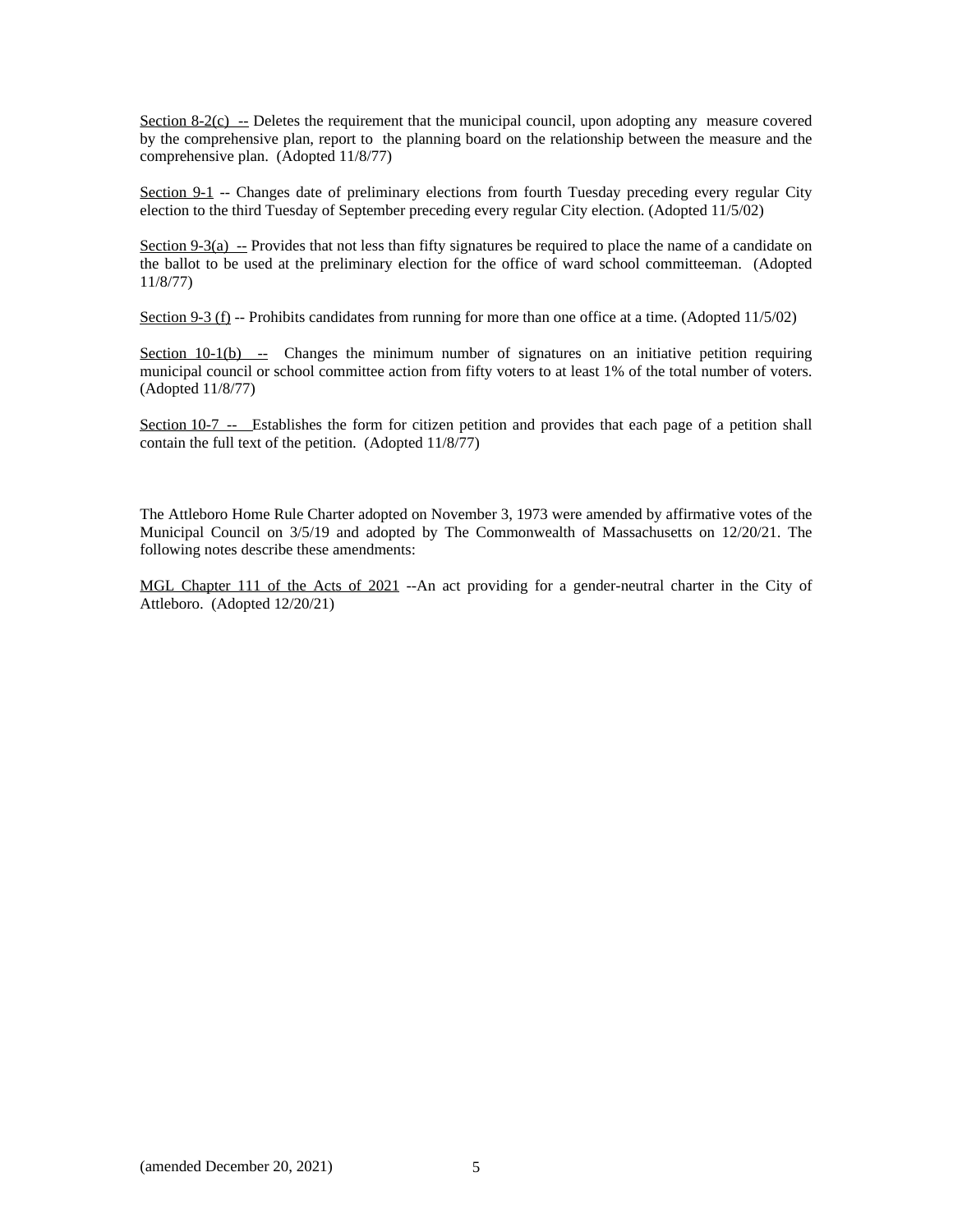<u>Section 8-2(c) --</u> Deletes the requirement that the municipal council, upon adopting any measure covered by the comprehensive plan, report to the planning board on the relationship between the measure and the comprehensive plan. (Adopted 11/8/77)

<u>Section 9-1</u> -- Changes date of preliminary elections from fourth Tuesday preceding every regular City election to the third Tuesday of September preceding every regular City election. (Adopted 11/5/02)

<u>Section 9-3(a) --</u> Provides that not less than fifty signatures be required to place the name of a candidate on the ballot to be used at the preliminary election for the office of ward school committeeman. (Adopted 11/8/77)

<u>Section 9-3 (f)</u> -- Prohibits candidates from running for more than one office at a time. (Adopted 11/5/02)

<u>Section 10-1(b) --</u> Changes the minimum number of signatures on an initiative petition requiring municipal council or school committee action from fifty voters to at least 1% of the total number of voters. (Adopted 11/8/77)

<u>Section 10-7 --</u> Establishes the form for citizen petition and provides that each page of a petition shall contain the full text of the petition. (Adopted 11/8/77)

The Attleboro Home Rule Charter adopted on November 3, 1973 were amended by affirmative votes of the Municipal Council on 3/5/19 and adopted by The Commonwealth of Massachusetts on 12/20/21. The following notes describe these amendments:

<u>MGL Chapter 111 of the Acts of 2021</u> --An act providing for a gender-neutral charter in the City of Attleboro. (Adopted 12/20/21)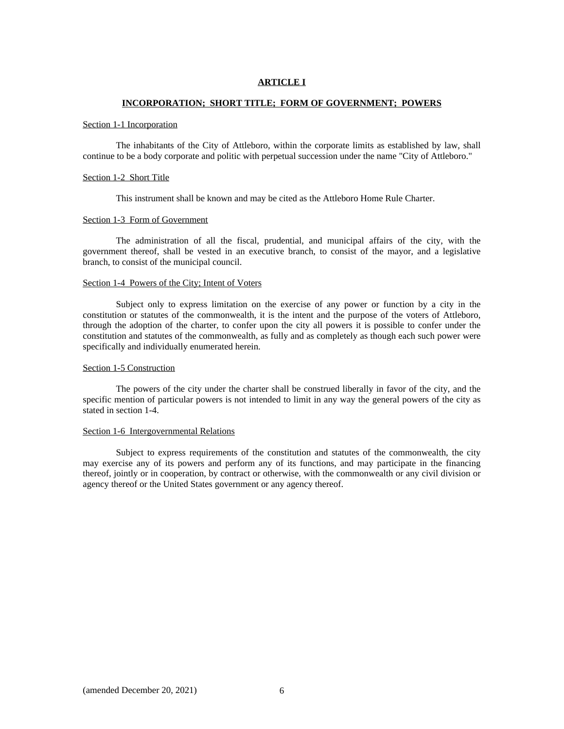## ARTICLE I

## INCORPORATION; SHORT TITLE; FORM OF GOVERNMENT; POWERS

Section 1-1 Incorporation

The inhabitants of the City of Attleboro, within the corporate limits as established by law, shall continue to be a body corporate and politic with perpetual succession under the name "City of Attleboro."

Section 1-2 Short Title

This instrument shall be known and may be cited as the Attleboro Home Rule Charter.

Section 1-3 Form of Government

The administration of all the fiscal, prudential, and municipal affairs of the city, with the government thereof, shall be vested in an executive branch, to consist of the mayor, and a legislative branch, to consist of the municipal council.

Section 1-4 Powers of the City; Intent of Voters

Subject only to express limitation on the exercise of any power or function by a city in the constitution or statutes of the commonwealth, it is the intent and the purpose of the voters of Attleboro, through the adoption of the charter, to confer upon the city all powers it is possible to confer under the constitution and statutes of the commonwealth, as fully and as completely as though each such power were specifically and individually enumerated herein.

Section 1-5 Construction

The powers of the city under the charter shall be construed liberally in favor of the city, and the specific mention of particular powers is not intended to limit in any way the general powers of the city as stated in section 1-4.

Section 1-6 Intergovernmental Relations

Subject to express requirements of the constitution and statutes of the commonwealth, the city may exercise any of its powers and perform any of its functions, and may participate in the financing thereof, jointly or in cooperation, by contract or otherwise, with the commonwealth or any civil division or agency thereof or the United States government or any agency thereof.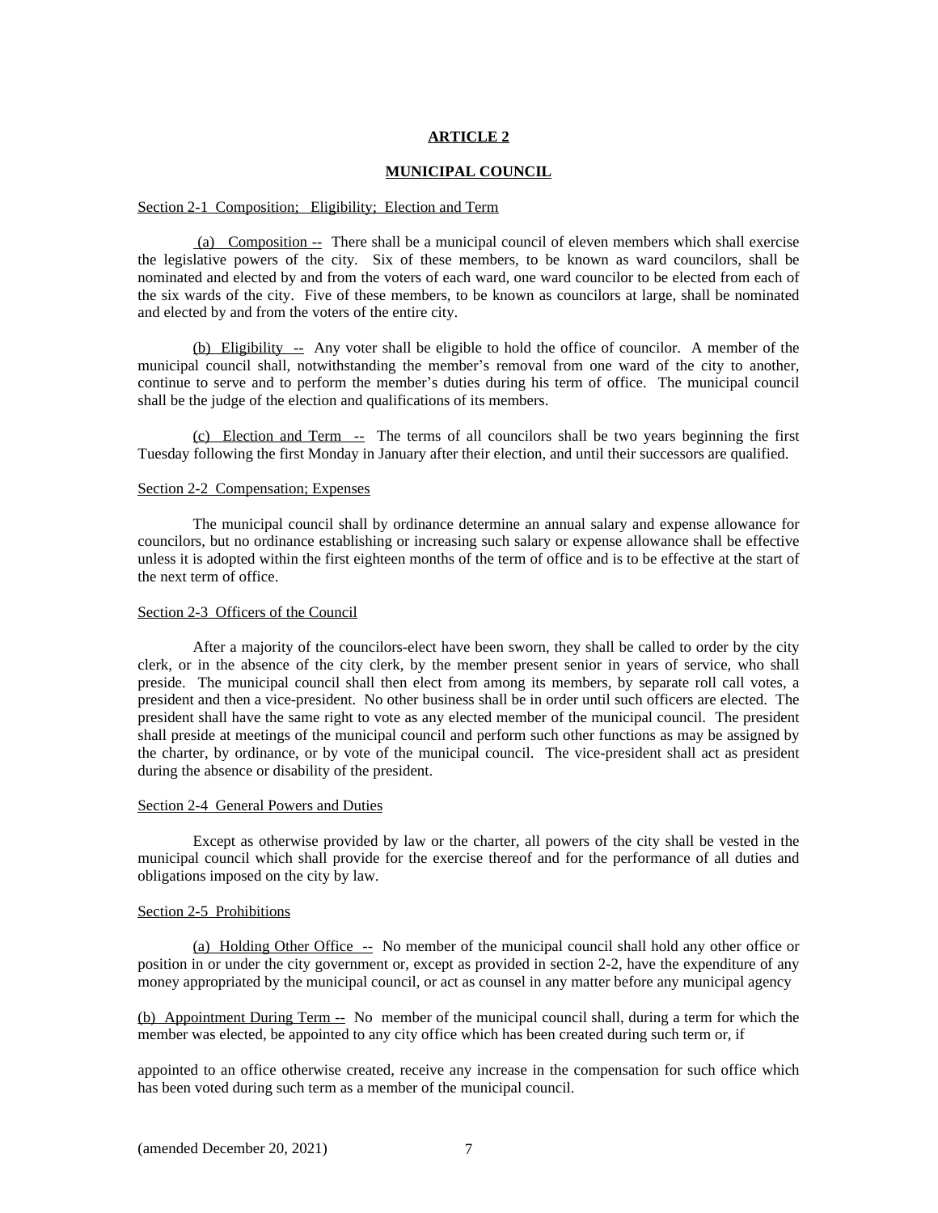# ARTICLE 2

## MUNICIPAL COUNCIL

### Section 2-1 Composition; Eligibility; Election and Term

(a) Composition -- There shall be a municipal council of eleven members which shall exercise the legislative powers of the city. Six of these members, to be known as ward councilors, shall be nominated and elected by and from the voters of each ward, one ward councilor to be elected from each of the six wards of the city. Five of these members, to be known as councilors at large, shall be nominated and elected by and from the voters of the entire city.

(b) Eligibility -- Any voter shall be eligible to hold the office of councilor. A member of the municipal council shall, notwithstanding the member's removal from one ward of the city to another, continue to serve and to perform the member's duties during his term of office. The municipal council shall be the judge of the election and qualifications of its members.

(c) Election and Term -- The terms of all councilors shall be two years beginning the first Tuesday following the first Monday in January after their election, and until their successors are qualified.

### Section 2-2 Compensation; Expenses

The municipal council shall by ordinance determine an annual salary and expense allowance for councilors, but no ordinance establishing or increasing such salary or expense allowance shall be effective unless it is adopted within the first eighteen months of the term of office and is to be effective at the start of the next term of office.

### Section 2-3 Officers of the Council

After a majority of the councilors-elect have been sworn, they shall be called to order by the city clerk, or in the absence of the city clerk, by the member present senior in years of service, who shall preside. The municipal council shall then elect from among its members, by separate roll call votes, a president and then a vice-president. No other business shall be in order until such officers are elected. The president shall have the same right to vote as any elected member of the municipal council. The president shall preside at meetings of the municipal council and perform such other functions as may be assigned by the charter, by ordinance, or by vote of the municipal council. The vice-president shall act as president during the absence or disability of the president.

### Section 2-4 General Powers and Duties

Except as otherwise provided by law or the charter, all powers of the city shall be vested in the municipal council which shall provide for the exercise thereof and for the performance of all duties and obligations imposed on the city by law.

### Section 2-5 Prohibitions

(a) Holding Other Office -- No member of the municipal council shall hold any other office or position in or under the city government or, except as provided in section 2-2, have the expenditure of any money appropriated by the municipal council, or act as counsel in any matter before any municipal agency

(b) Appointment During Term -- No member of the municipal council shall, during a term for which the member was elected, be appointed to any city office which has been created during such term or, if appointed to an office otherwise created, receive any increase in the compensation for such office which has been voted during such term as a member of the municipal council.

(amended December 20, 2021)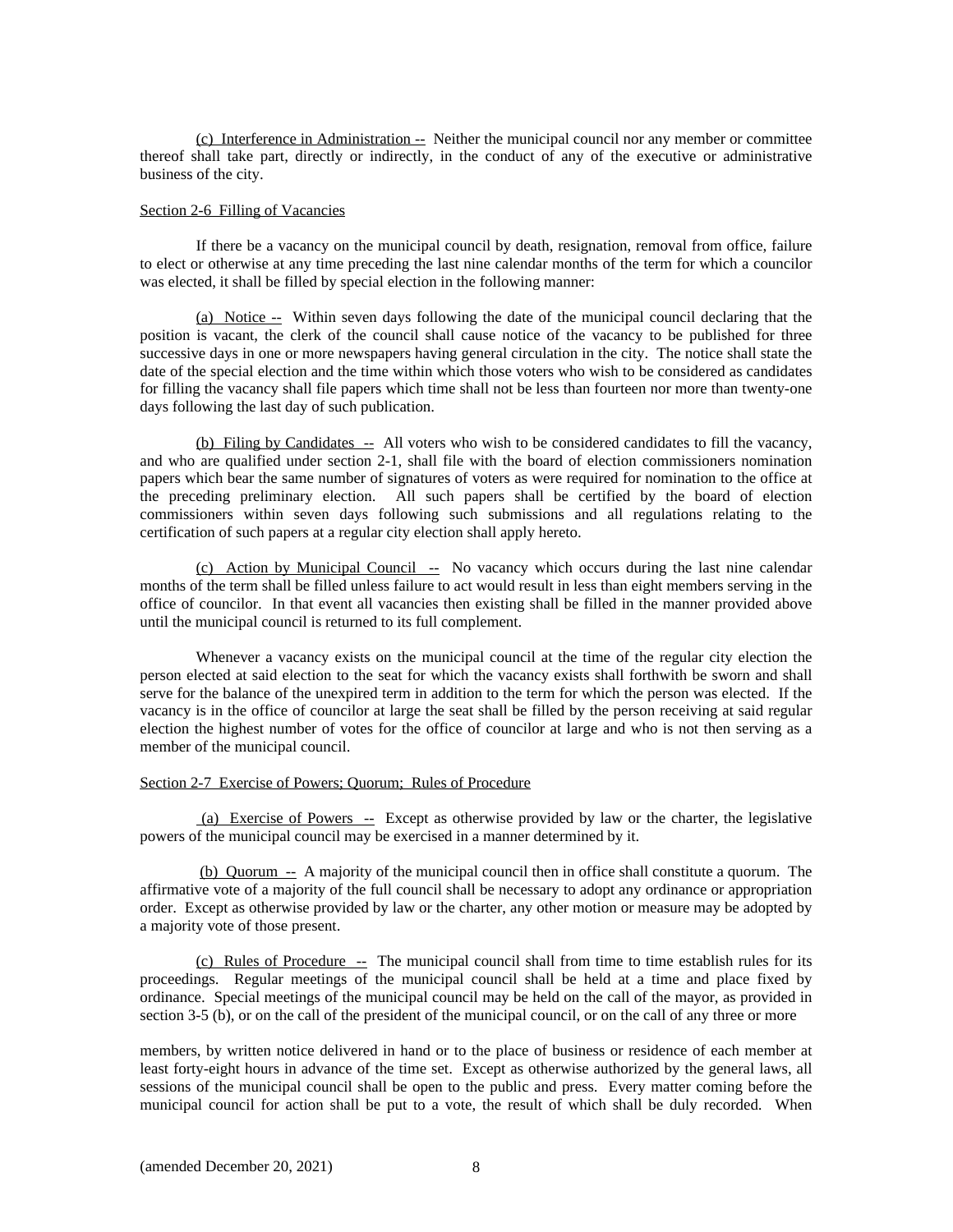(c) Interference in Administration -- Neither the municipal council nor any member or committee thereof shall take part, directly or indirectly, in the conduct of any of the executive or administrative business of the city.

Section 2-6 Filling of Vacancies

If there be a vacancy on the municipal council by death, resignation, removal from office, failure to elect or otherwise at any time preceding the last nine calendar months of the term for which a councilor was elected, it shall be filled by special election in the following manner:

(a) Notice -- Within seven days following the date of the municipal council declaring that the position is vacant, the clerk of the council shall cause notice of the vacancy to be published for three successive days in one or more newspapers having general circulation in the city. The notice shall state the date of the special election and the time within which those voters who wish to be considered as candidates for filling the vacancy shall file papers which time shall not be less than fourteen nor more than twenty-one days following the last day of such publication.

(b) Filing by Candidates -- All voters who wish to be considered candidates to fill the vacancy, and who are qualified under section 2-1, shall file with the board of election commissioners nomination papers which bear the same number of signatures of voters as were required for nomination to the office at the preceding preliminary election. All such papers shall be certified by the board of election commissioners within seven days following such submissions and all regulations relating to the certification of such papers at a regular city election shall apply hereto.

(c) Action by Municipal Council -- No vacancy which occurs during the last nine calendar months of the term shall be filled unless failure to act would result in less than eight members serving in the office of councilor. In that event all vacancies then existing shall be filled in the manner provided above until the municipal council is returned to its full complement.

Whenever a vacancy exists on the municipal council at the time of the regular city election the person elected at said election to the seat for which the vacancy exists shall forthwith be sworn and shall serve for the balance of the unexpired term in addition to the term for which the person was elected. If the vacancy is in the office of councilor at large the seat shall be filled by the person receiving at said regular election the highest number of votes for the office of councilor at large and who is not then serving as a member of the municipal council.

Section 2-7 Exercise of Powers; Quorum; Rules of Procedure

(a) Exercise of Powers -- Except as otherwise provided by law or the charter, the legislative powers of the municipal council may be exercised in a manner determined by it.

(b) Quorum -- A majority of the municipal council then in office shall constitute a quorum. The affirmative vote of a majority of the full council shall be necessary to adopt any ordinance or appropriation order. Except as otherwise provided by law or the charter, any other motion or measure may be adopted by a majority vote of those present.

(c) Rules of Procedure -- The municipal council shall from time to time establish rules for its proceedings. Regular meetings of the municipal council shall be held at a time and place fixed by ordinance. Special meetings of the municipal council may be held on the call of the mayor, as provided in section 3-5 (b), or on the call of the president of the municipal council, or on the call of any three or more members, by written notice delivered in hand or to the place of business or residence of each member at least forty-eight hours in advance of the time set. Except as otherwise authorized by the general laws, all sessions of the municipal council shall be open to the public and press. Every matter coming before the municipal council for action shall be put to a vote, the result of which shall be duly recorded. When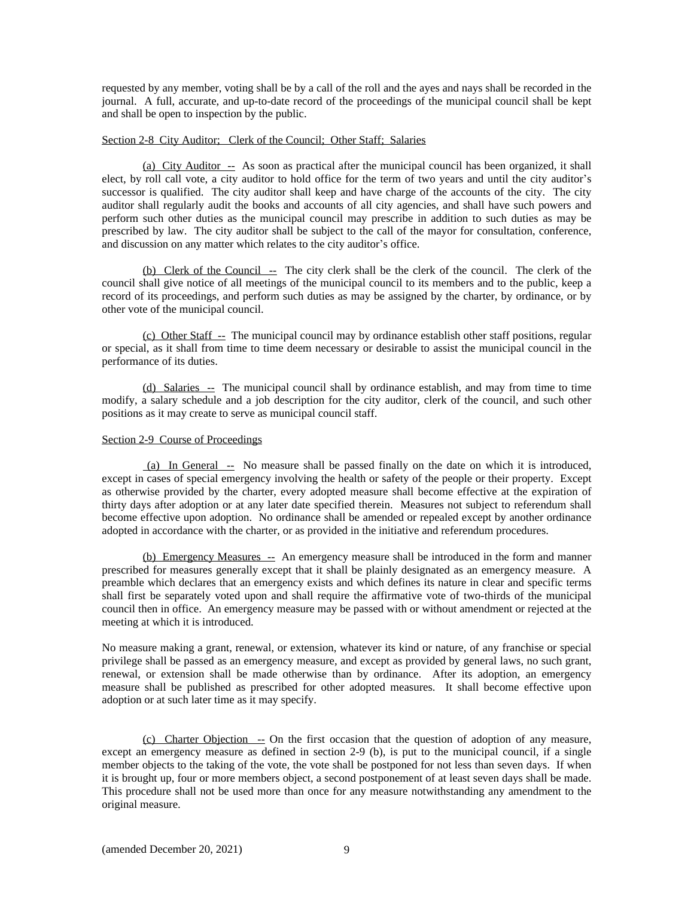requested by any member, voting shall be by a call of the roll and the ayes and nays shall be recorded in the journal. A full, accurate, and up-to-date record of the proceedings of the municipal council shall be kept and shall be open to inspection by the public.

Section 2-8 City Auditor; Clerk of the Council; Other Staff; Salaries

(a) City Auditor -- As soon as practical after the municipal council has been organized, it shall elect, by roll call vote, a city auditor to hold office for the term of two years and until the city auditor's successor is qualified. The city auditor shall keep and have charge of the accounts of the city. The city auditor shall regularly audit the books and accounts of all city agencies, and shall have such powers and perform such other duties as the municipal council may prescribe in addition to such duties as may be prescribed by law. The city auditor shall be subject to the call of the mayor for consultation, conference, and discussion on any matter which relates to the city auditor's office.

(b) Clerk of the Council -- The city clerk shall be the clerk of the council. The clerk of the council shall give notice of all meetings of the municipal council to its members and to the public, keep a record of its proceedings, and perform such duties as may be assigned by the charter, by ordinance, or by other vote of the municipal council.

(c) Other Staff -- The municipal council may by ordinance establish other staff positions, regular or special, as it shall from time to time deem necessary or desirable to assist the municipal council in the performance of its duties.

(d) Salaries -- The municipal council shall by ordinance establish, and may from time to time modify, a salary schedule and a job description for the city auditor, clerk of the council, and such other positions as it may create to serve as municipal council staff.

Section 2-9 Course of Proceedings

(a) In General -- No measure shall be passed finally on the date on which it is introduced, except in cases of special emergency involving the health or safety of the people or their property. Except as otherwise provided by the charter, every adopted measure shall become effective at the expiration of thirty days after adoption or at any later date specified therein. Measures not subject to referendum shall become effective upon adoption. No ordinance shall be amended or repealed except by another ordinance adopted in accordance with the charter, or as provided in the initiative and referendum procedures.

(b) Emergency Measures -- An emergency measure shall be introduced in the form and manner prescribed for measures generally except that it shall be plainly designated as an emergency measure. A preamble which declares that an emergency exists and which defines its nature in clear and specific terms shall first be separately voted upon and shall require the affirmative vote of two-thirds of the municipal council then in office. An emergency measure may be passed with or without amendment or rejected at the meeting at which it is introduced.

No measure making a grant, renewal, or extension, whatever its kind or nature, of any franchise or special privilege shall be passed as an emergency measure, and except as provided by general laws, no such grant, renewal, or extension shall be made otherwise than by ordinance. After its adoption, an emergency measure shall be published as prescribed for other adopted measures. It shall become effective upon adoption or at such later time as it may specify.

(c) Charter Objection -- On the first occasion that the question of adoption of any measure, except an emergency measure as defined in section 2-9 (b), is put to the municipal council, if a single member objects to the taking of the vote, the vote shall be postponed for not less than seven days. If when it is brought up, four or more members object, a second postponement of at least seven days shall be made. This procedure shall not be used more than once for any measure notwithstanding any amendment to the original measure.

(amended December 20, 2021)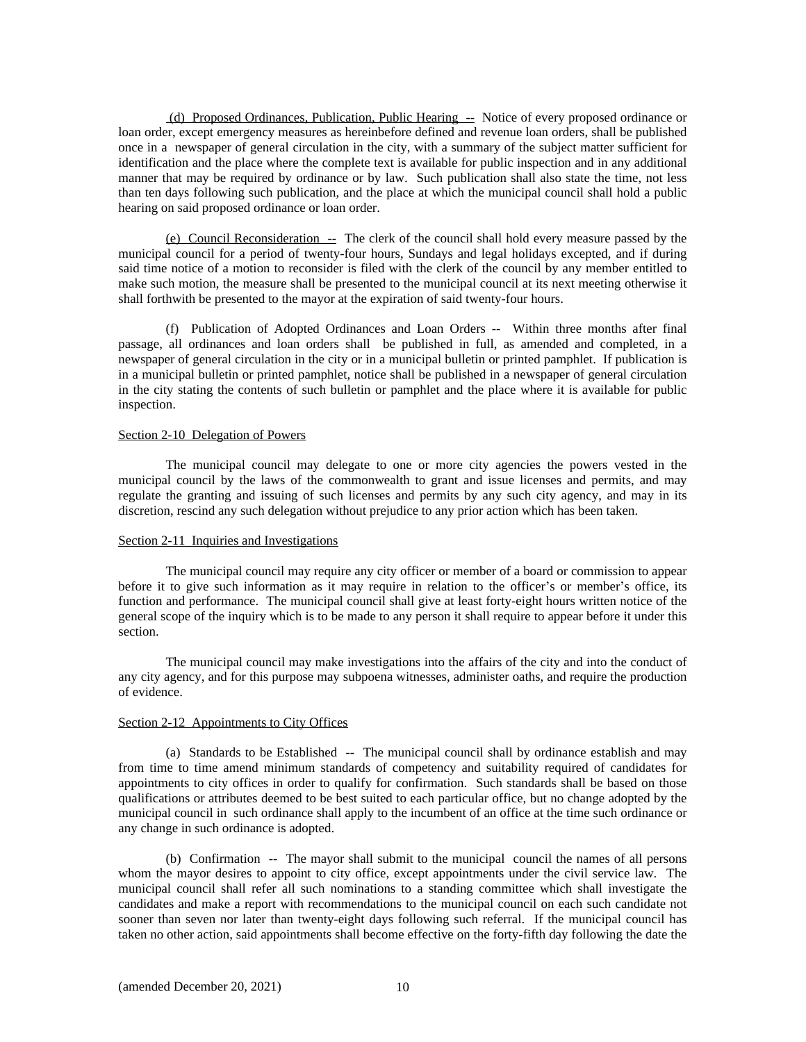(d) Proposed Ordinances, Publication, Public Hearing -- Notice of every proposed ordinance or loan order, except emergency measures as hereinbefore defined and revenue loan orders, shall be published once in a newspaper of general circulation in the city, with a summary of the subject matter sufficient for identification and the place where the complete text is available for public inspection and in any additional manner that may be required by ordinance or by law. Such publication shall also state the time, not less than ten days following such publication, and the place at which the municipal council shall hold a public hearing on said proposed ordinance or loan order.

(e) Council Reconsideration -- The clerk of the council shall hold every measure passed by the municipal council for a period of twenty-four hours, Sundays and legal holidays excepted, and if during said time notice of a motion to reconsider is filed with the clerk of the council by any member entitled to make such motion, the measure shall be presented to the municipal council at its next meeting otherwise it shall forthwith be presented to the mayor at the expiration of said twenty-four hours.

(f) Publication of Adopted Ordinances and Loan Orders -- Within three months after final passage, all ordinances and loan orders shall be published in full, as amended and completed, in a newspaper of general circulation in the city or in a municipal bulletin or printed pamphlet. If publication is in a municipal bulletin or printed pamphlet, notice shall be published in a newspaper of general circulation in the city stating the contents of such bulletin or pamphlet and the place where it is available for public inspection.

## Section 2-10 Delegation of Powers

The municipal council may delegate to one or more city agencies the powers vested in the municipal council by the laws of the commonwealth to grant and issue licenses and permits, and may regulate the granting and issuing of such licenses and permits by any such city agency, and may in its discretion, rescind any such delegation without prejudice to any prior action which has been taken.

## Section 2-11 Inquiries and Investigations

The municipal council may require any city officer or member of a board or commission to appear before it to give such information as it may require in relation to the officer's or member's office, its function and performance. The municipal council shall give at least forty-eight hours written notice of the general scope of the inquiry which is to be made to any person it shall require to appear before it under this section.

The municipal council may make investigations into the affairs of the city and into the conduct of any city agency, and for this purpose may subpoena witnesses, administer oaths, and require the production of evidence.

## Section 2-12 Appointments to City Offices

(a) Standards to be Established -- The municipal council shall by ordinance establish and may from time to time amend minimum standards of competency and suitability required of candidates for appointments to city offices in order to qualify for confirmation. Such standards shall be based on those qualifications or attributes deemed to be best suited to each particular office, but no change adopted by the municipal council in such ordinance shall apply to the incumbent of an office at the time such ordinance or any change in such ordinance is adopted.

(b) Confirmation -- The mayor shall submit to the municipal council the names of all persons whom the mayor desires to appoint to city office, except appointments under the civil service law. The municipal council shall refer all such nominations to a standing committee which shall investigate the candidates and make a report with recommendations to the municipal council on each such candidate not sooner than seven nor later than twenty-eight days following such referral. If the municipal council has taken no other action, said appointments shall become effective on the forty-fifth day following the date the

(amended December 20, 2021)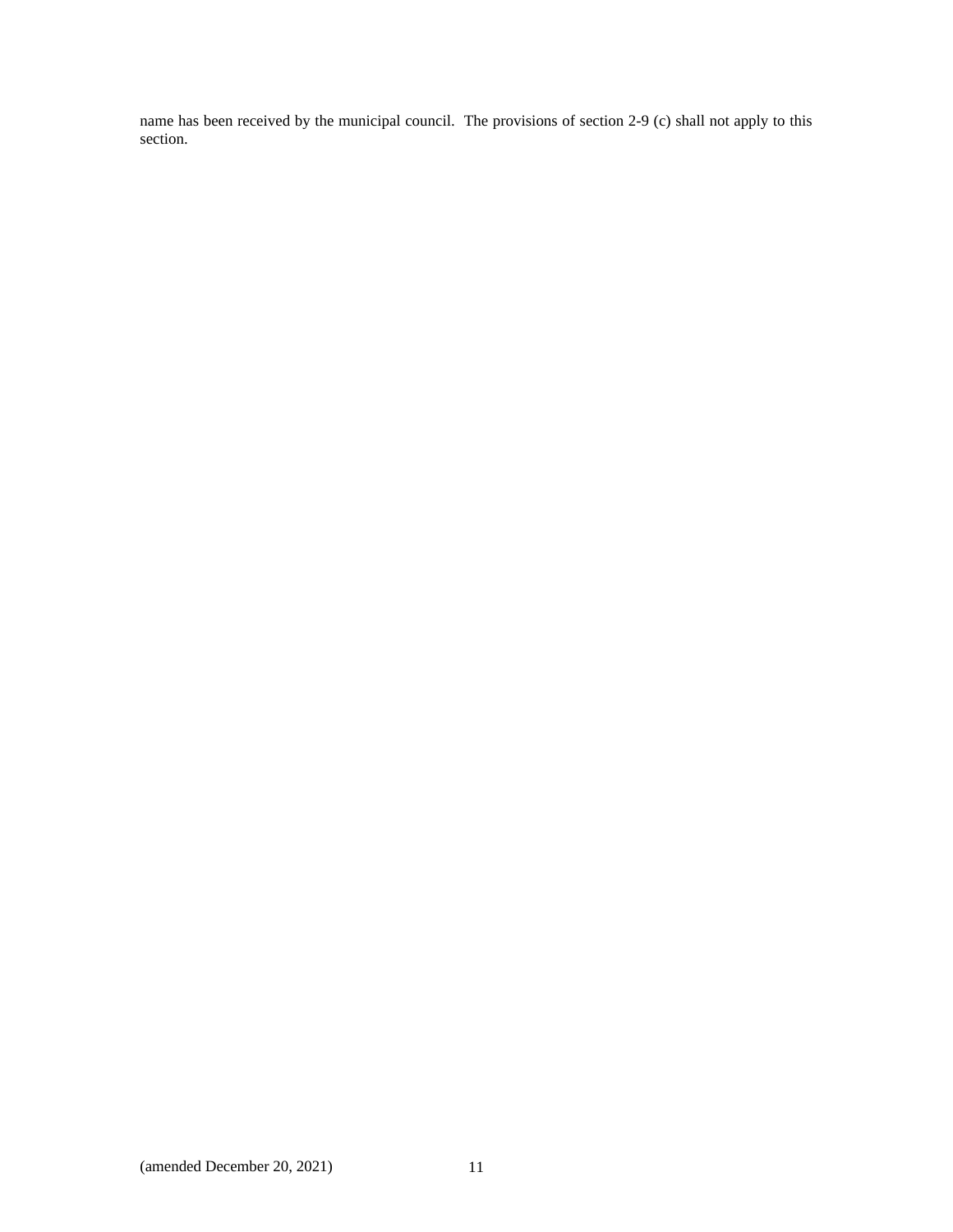name has been received by the municipal council. The provisions of section 2-9 (c) shall not apply to this section.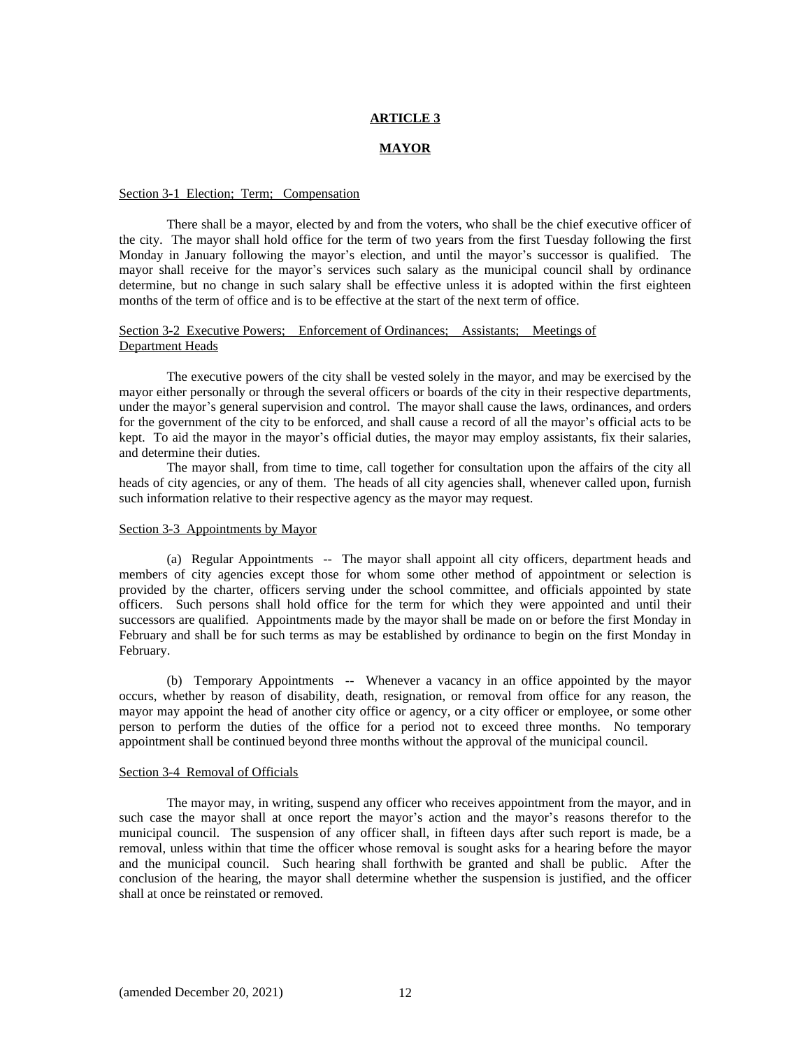# ARTICLE 3

## MAYOR

### Section 3-1 Election; Term; Compensation

There shall be a mayor, elected by and from the voters, who shall be the chief executive officer of the city. The mayor shall hold office for the term of two years from the first Tuesday following the first Monday in January following the mayor's election, and until the mayor's successor is qualified. The mayor shall receive for the mayor's services such salary as the municipal council shall by ordinance determine, but no change in such salary shall be effective unless it is adopted within the first eighteen months of the term of office and is to be effective at the start of the next term of office.

### Section 3-2 Executive Powers; Enforcement of Ordinances; Assistants; Meetings of Department Heads

The executive powers of the city shall be vested solely in the mayor, and may be exercised by the mayor either personally or through the several officers or boards of the city in their respective departments, under the mayor's general supervision and control. The mayor shall cause the laws, ordinances, and orders for the government of the city to be enforced, and shall cause a record of all the mayor's official acts to be kept. To aid the mayor in the mayor's official duties, the mayor may employ assistants, fix their salaries, and determine their duties.

The mayor shall, from time to time, call together for consultation upon the affairs of the city all heads of city agencies, or any of them. The heads of all city agencies shall, whenever called upon, furnish such information relative to their respective agency as the mayor may request.

### Section 3-3 Appointments by Mayor

(a) Regular Appointments -- The mayor shall appoint all city officers, department heads and members of city agencies except those for whom some other method of appointment or selection is provided by the charter, officers serving under the school committee, and officials appointed by state officers. Such persons shall hold office for the term for which they were appointed and until their successors are qualified. Appointments made by the mayor shall be made on or before the first Monday in February and shall be for such terms as may be established by ordinance to begin on the first Monday in February.

(b) Temporary Appointments -- Whenever a vacancy in an office appointed by the mayor occurs, whether by reason of disability, death, resignation, or removal from office for any reason, the mayor may appoint the head of another city office or agency, or a city officer or employee, or some other person to perform the duties of the office for a period not to exceed three months. No temporary appointment shall be continued beyond three months without the approval of the municipal council.

### Section 3-4 Removal of Officials

The mayor may, in writing, suspend any officer who receives appointment from the mayor, and in such case the mayor shall at once report the mayor's action and the mayor's reasons therefor to the municipal council. The suspension of any officer shall, in fifteen days after such report is made, be a removal, unless within that time the officer whose removal is sought asks for a hearing before the mayor and the municipal council. Such hearing shall forthwith be granted and shall be public. After the conclusion of the hearing, the mayor shall determine whether the suspension is justified, and the officer shall at once be reinstated or removed.

(amended December 20, 2021)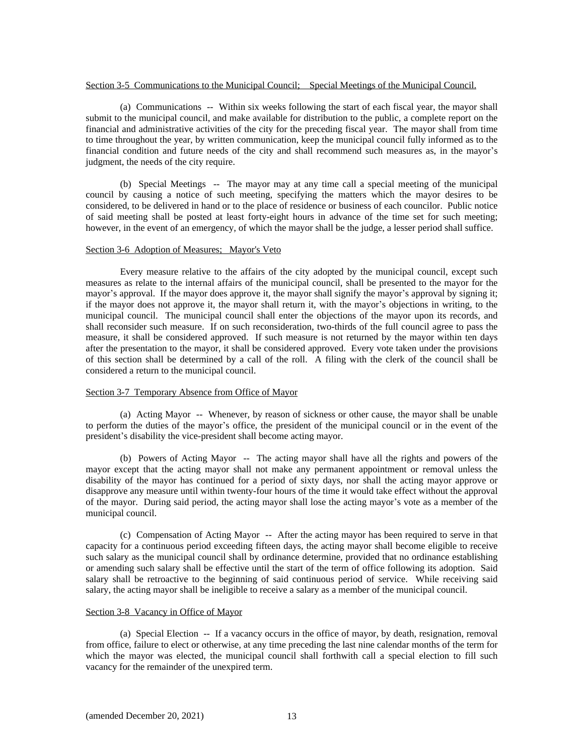Section 3-5 Communications to the Municipal Council; Special Meetings of the Municipal Council.

(a) Communications -- Within six weeks following the start of each fiscal year, the mayor shall submit to the municipal council, and make available for distribution to the public, a complete report on the financial and administrative activities of the city for the preceding fiscal year. The mayor shall from time to time throughout the year, by written communication, keep the municipal council fully informed as to the financial condition and future needs of the city and shall recommend such measures as, in the mayor's judgment, the needs of the city require.

(b) Special Meetings -- The mayor may at any time call a special meeting of the municipal council by causing a notice of such meeting, specifying the matters which the mayor desires to be considered, to be delivered in hand or to the place of residence or business of each councilor. Public notice of said meeting shall be posted at least forty-eight hours in advance of the time set for such meeting; however, in the event of an emergency, of which the mayor shall be the judge, a lesser period shall suffice.

Section 3-6 Adoption of Measures; Mayor's Veto

Every measure relative to the affairs of the city adopted by the municipal council, except such measures as relate to the internal affairs of the municipal council, shall be presented to the mayor for the mayor's approval. If the mayor does approve it, the mayor shall signify the mayor's approval by signing it; if the mayor does not approve it, the mayor shall return it, with the mayor's objections in writing, to the municipal council. The municipal council shall enter the objections of the mayor upon its records, and shall reconsider such measure. If on such reconsideration, two-thirds of the full council agree to pass the measure, it shall be considered approved. If such measure is not returned by the mayor within ten days after the presentation to the mayor, it shall be considered approved. Every vote taken under the provisions of this section shall be determined by a call of the roll. A filing with the clerk of the council shall be considered a return to the municipal council.

Section 3-7 Temporary Absence from Office of Mayor

(a) Acting Mayor -- Whenever, by reason of sickness or other cause, the mayor shall be unable to perform the duties of the mayor's office, the president of the municipal council or in the event of the president's disability the vice-president shall become acting mayor.

(b) Powers of Acting Mayor -- The acting mayor shall have all the rights and powers of the mayor except that the acting mayor shall not make any permanent appointment or removal unless the disability of the mayor has continued for a period of sixty days, nor shall the acting mayor approve or disapprove any measure until within twenty-four hours of the time it would take effect without the approval of the mayor. During said period, the acting mayor shall lose the acting mayor's vote as a member of the municipal council.

(c) Compensation of Acting Mayor -- After the acting mayor has been required to serve in that capacity for a continuous period exceeding fifteen days, the acting mayor shall become eligible to receive such salary as the municipal council shall by ordinance determine, provided that no ordinance establishing or amending such salary shall be effective until the start of the term of office following its adoption. Said salary shall be retroactive to the beginning of said continuous period of service. While receiving said salary, the acting mayor shall be ineligible to receive a salary as a member of the municipal council.

Section 3-8 Vacancy in Office of Mayor

(a) Special Election -- If a vacancy occurs in the office of mayor, by death, resignation, removal from office, failure to elect or otherwise, at any time preceding the last nine calendar months of the term for which the mayor was elected, the municipal council shall forthwith call a special election to fill such vacancy for the remainder of the unexpired term.

(amended December 20, 2021)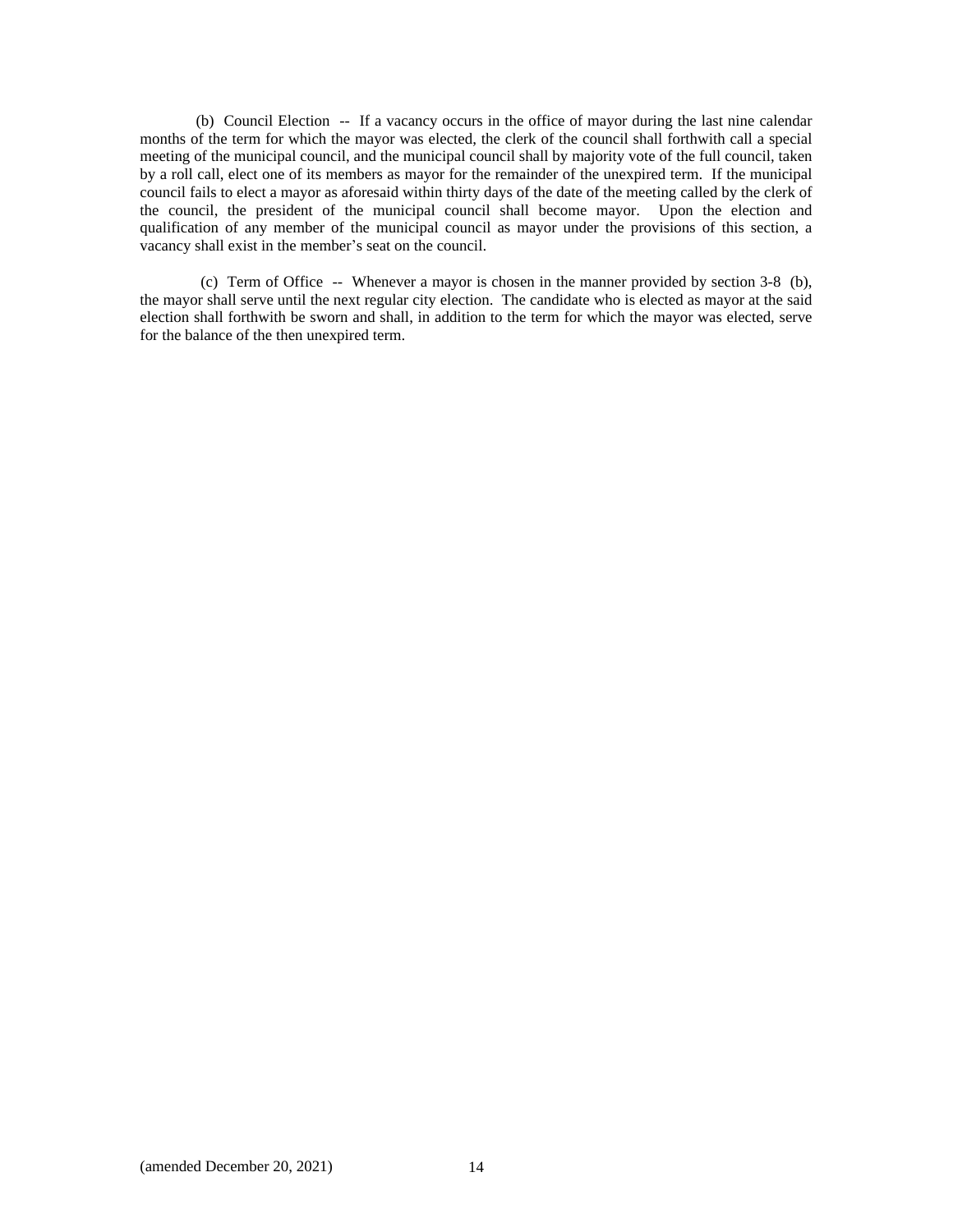(b) Council Election -- If a vacancy occurs in the office of mayor during the last nine calendar months of the term for which the mayor was elected, the clerk of the council shall forthwith call a special meeting of the municipal council, and the municipal council shall by majority vote of the full council, taken by a roll call, elect one of its members as mayor for the remainder of the unexpired term. If the municipal council fails to elect a mayor as aforesaid within thirty days of the date of the meeting called by the clerk of the council, the president of the municipal council shall become mayor. Upon the election and qualification of any member of the municipal council as mayor under the provisions of this section, a vacancy shall exist in the member's seat on the council.

(c) Term of Office -- Whenever a mayor is chosen in the manner provided by section 3-8 (b), the mayor shall serve until the next regular city election. The candidate who is elected as mayor at the said election shall forthwith be sworn and shall, in addition to the term for which the mayor was elected, serve for the balance of the then unexpired term.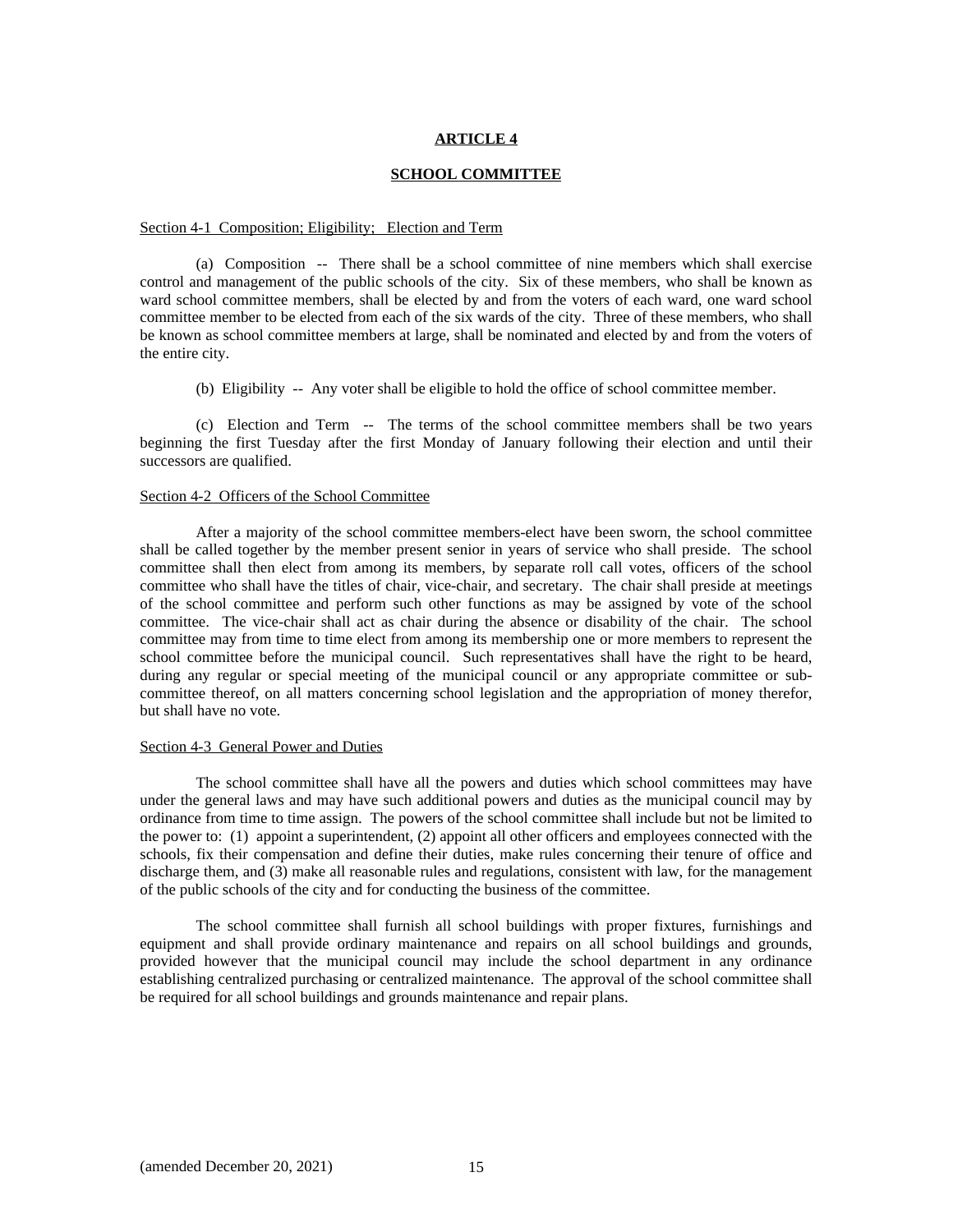# ARTICLE 4

## SCHOOL COMMITTEE

### Section 4-1 Composition; Eligibility; Election and Term

(a) Composition -- There shall be a school committee of nine members which shall exercise control and management of the public schools of the city. Six of these members, who shall be known as ward school committee members, shall be elected by and from the voters of each ward, one ward school committee member to be elected from each of the six wards of the city. Three of these members, who shall be known as school committee members at large, shall be nominated and elected by and from the voters of the entire city.

(b) Eligibility -- Any voter shall be eligible to hold the office of school committee member.

(c) Election and Term -- The terms of the school committee members shall be two years beginning the first Tuesday after the first Monday of January following their election and until their successors are qualified.

### Section 4-2 Officers of the School Committee

After a majority of the school committee members-elect have been sworn, the school committee shall be called together by the member present senior in years of service who shall preside. The school committee shall then elect from among its members, by separate roll call votes, officers of the school committee who shall have the titles of chair, vice-chair, and secretary. The chair shall preside at meetings of the school committee and perform such other functions as may be assigned by vote of the school committee. The vice-chair shall act as chair during the absence or disability of the chair. The school committee may from time to time elect from among its membership one or more members to represent the school committee before the municipal council. Such representatives shall have the right to be heard, during any regular or special meeting of the municipal council or any appropriate committee or sub-committee thereof, on all matters concerning school legislation and the appropriation of money therefor, but shall have no vote.

### Section 4-3 General Power and Duties

The school committee shall have all the powers and duties which school committees may have under the general laws and may have such additional powers and duties as the municipal council may by ordinance from time to time assign. The powers of the school committee shall include but not be limited to the power to: (1) appoint a superintendent, (2) appoint all other officers and employees connected with the schools, fix their compensation and define their duties, make rules concerning their tenure of office and discharge them, and (3) make all reasonable rules and regulations, consistent with law, for the management of the public schools of the city and for conducting the business of the committee.

The school committee shall furnish all school buildings with proper fixtures, furnishings and equipment and shall provide ordinary maintenance and repairs on all school buildings and grounds, provided however that the municipal council may include the school department in any ordinance establishing centralized purchasing or centralized maintenance. The approval of the school committee shall be required for all school buildings and grounds maintenance and repair plans.

(amended December 20, 2021)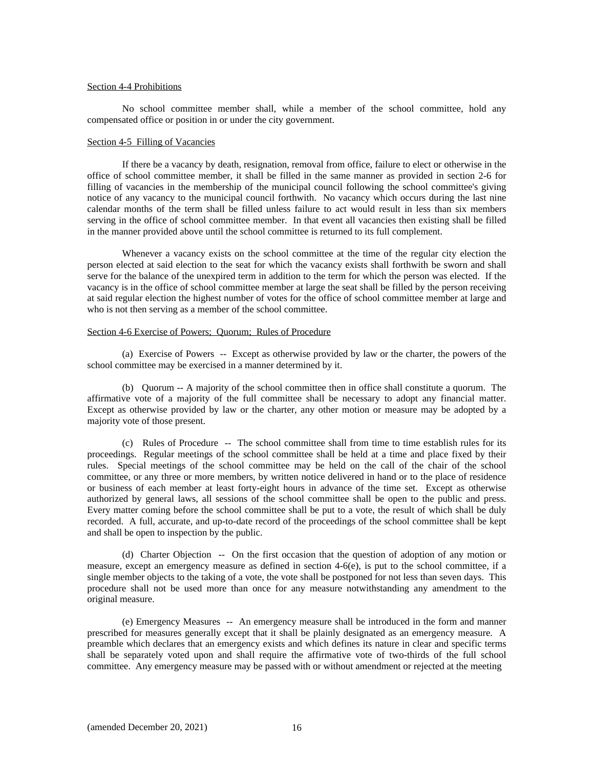Section 4-4 Prohibitions

No school committee member shall, while a member of the school committee, hold any compensated office or position in or under the city government.

Section 4-5 Filling of Vacancies

If there be a vacancy by death, resignation, removal from office, failure to elect or otherwise in the office of school committee member, it shall be filled in the same manner as provided in section 2-6 for filling of vacancies in the membership of the municipal council following the school committee's giving notice of any vacancy to the municipal council forthwith. No vacancy which occurs during the last nine calendar months of the term shall be filled unless failure to act would result in less than six members serving in the office of school committee member. In that event all vacancies then existing shall be filled in the manner provided above until the school committee is returned to its full complement.

Whenever a vacancy exists on the school committee at the time of the regular city election the person elected at said election to the seat for which the vacancy exists shall forthwith be sworn and shall serve for the balance of the unexpired term in addition to the term for which the person was elected. If the vacancy is in the office of school committee member at large the seat shall be filled by the person receiving at said regular election the highest number of votes for the office of school committee member at large and who is not then serving as a member of the school committee.

Section 4-6 Exercise of Powers; Quorum; Rules of Procedure

(a) Exercise of Powers -- Except as otherwise provided by law or the charter, the powers of the school committee may be exercised in a manner determined by it.

(b) Quorum -- A majority of the school committee then in office shall constitute a quorum. The affirmative vote of a majority of the full committee shall be necessary to adopt any financial matter. Except as otherwise provided by law or the charter, any other motion or measure may be adopted by a majority vote of those present.

(c) Rules of Procedure -- The school committee shall from time to time establish rules for its proceedings. Regular meetings of the school committee shall be held at a time and place fixed by their rules. Special meetings of the school committee may be held on the call of the chair of the school committee, or any three or more members, by written notice delivered in hand or to the place of residence or business of each member at least forty-eight hours in advance of the time set. Except as otherwise authorized by general laws, all sessions of the school committee shall be open to the public and press. Every matter coming before the school committee shall be put to a vote, the result of which shall be duly recorded. A full, accurate, and up-to-date record of the proceedings of the school committee shall be kept and shall be open to inspection by the public.

(d) Charter Objection -- On the first occasion that the question of adoption of any motion or measure, except an emergency measure as defined in section 4-6(e), is put to the school committee, if a single member objects to the taking of a vote, the vote shall be postponed for not less than seven days. This procedure shall not be used more than once for any measure notwithstanding any amendment to the original measure.

(e) Emergency Measures -- An emergency measure shall be introduced in the form and manner prescribed for measures generally except that it shall be plainly designated as an emergency measure. A preamble which declares that an emergency exists and which defines its nature in clear and specific terms shall be separately voted upon and shall require the affirmative vote of two-thirds of the full school committee. Any emergency measure may be passed with or without amendment or rejected at the meeting

(amended December 20, 2021)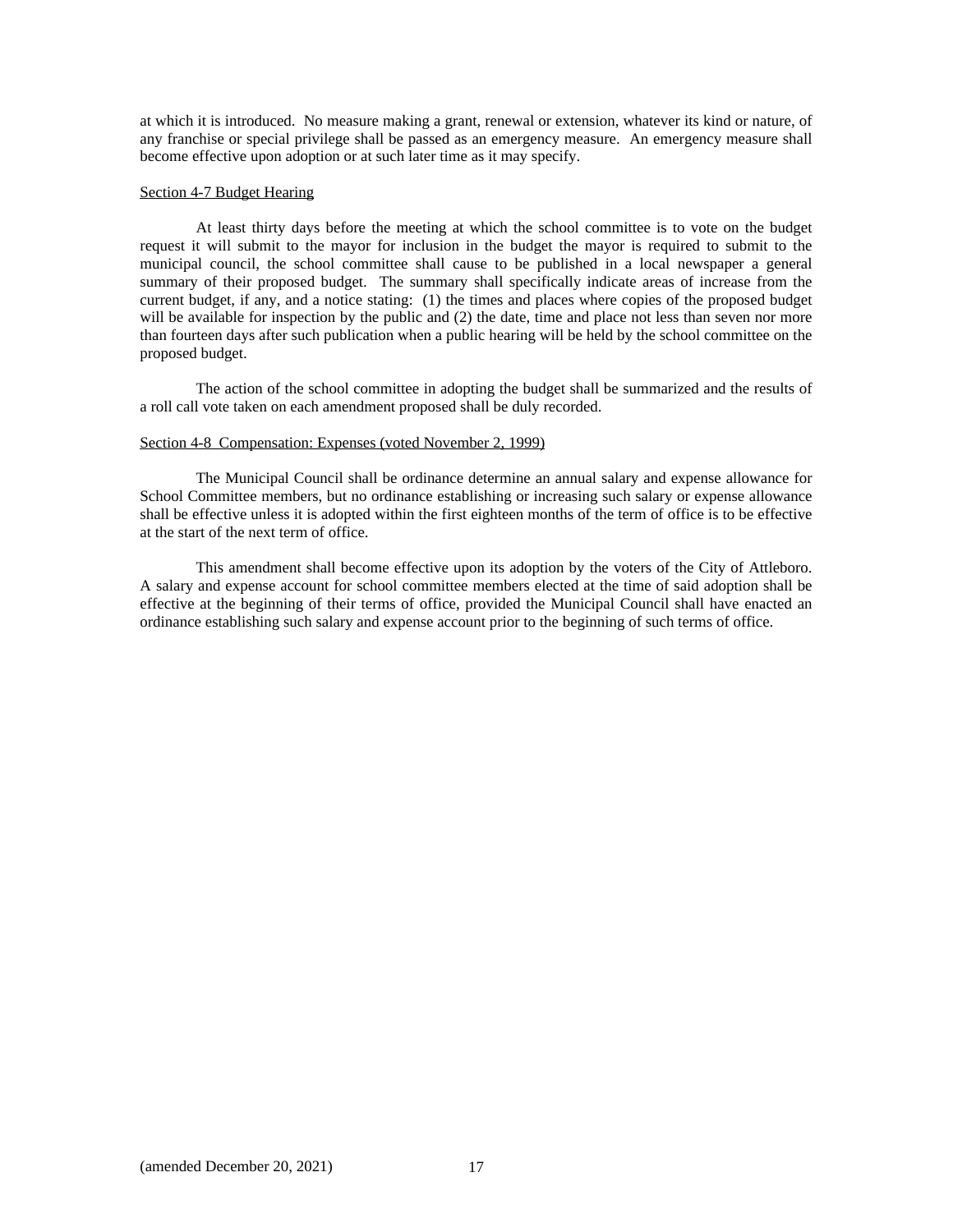at which it is introduced. No measure making a grant, renewal or extension, whatever its kind or nature, of any franchise or special privilege shall be passed as an emergency measure. An emergency measure shall become effective upon adoption or at such later time as it may specify.

Section 4-7 Budget Hearing

At least thirty days before the meeting at which the school committee is to vote on the budget request it will submit to the mayor for inclusion in the budget the mayor is required to submit to the municipal council, the school committee shall cause to be published in a local newspaper a general summary of their proposed budget. The summary shall specifically indicate areas of increase from the current budget, if any, and a notice stating: (1) the times and places where copies of the proposed budget will be available for inspection by the public and (2) the date, time and place not less than seven nor more than fourteen days after such publication when a public hearing will be held by the school committee on the proposed budget.

The action of the school committee in adopting the budget shall be summarized and the results of a roll call vote taken on each amendment proposed shall be duly recorded.

Section 4-8 Compensation: Expenses (voted November 2, 1999)

The Municipal Council shall be ordinance determine an annual salary and expense allowance for School Committee members, but no ordinance establishing or increasing such salary or expense allowance shall be effective unless it is adopted within the first eighteen months of the term of office is to be effective at the start of the next term of office.

This amendment shall become effective upon its adoption by the voters of the City of Attleboro. A salary and expense account for school committee members elected at the time of said adoption shall be effective at the beginning of their terms of office, provided the Municipal Council shall have enacted an ordinance establishing such salary and expense account prior to the beginning of such terms of office.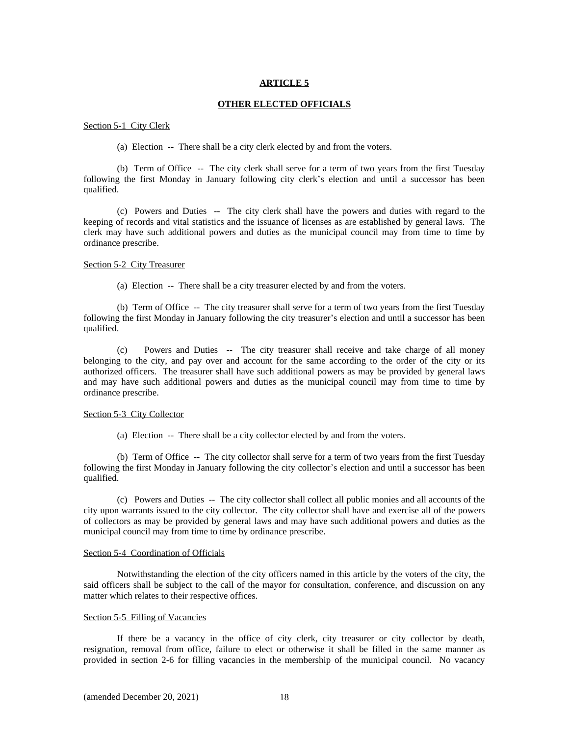## ARTICLE 5

## OTHER ELECTED OFFICIALS

Section 5-1 City Clerk

(a) Election -- There shall be a city clerk elected by and from the voters.

(b) Term of Office -- The city clerk shall serve for a term of two years from the first Tuesday following the first Monday in January following city clerk's election and until a successor has been qualified.

(c) Powers and Duties -- The city clerk shall have the powers and duties with regard to the keeping of records and vital statistics and the issuance of licenses as are established by general laws. The clerk may have such additional powers and duties as the municipal council may from time to time by ordinance prescribe.

Section 5-2 City Treasurer

(a) Election -- There shall be a city treasurer elected by and from the voters.

(b) Term of Office -- The city treasurer shall serve for a term of two years from the first Tuesday following the first Monday in January following the city treasurer's election and until a successor has been qualified.

(c) Powers and Duties -- The city treasurer shall receive and take charge of all money belonging to the city, and pay over and account for the same according to the order of the city or its authorized officers. The treasurer shall have such additional powers as may be provided by general laws and may have such additional powers and duties as the municipal council may from time to time by ordinance prescribe.

Section 5-3 City Collector

(a) Election -- There shall be a city collector elected by and from the voters.

(b) Term of Office -- The city collector shall serve for a term of two years from the first Tuesday following the first Monday in January following the city collector's election and until a successor has been qualified.

(c) Powers and Duties -- The city collector shall collect all public monies and all accounts of the city upon warrants issued to the city collector. The city collector shall have and exercise all of the powers of collectors as may be provided by general laws and may have such additional powers and duties as the municipal council may from time to time by ordinance prescribe.

Section 5-4 Coordination of Officials

Notwithstanding the election of the city officers named in this article by the voters of the city, the said officers shall be subject to the call of the mayor for consultation, conference, and discussion on any matter which relates to their respective offices.

Section 5-5 Filling of Vacancies

If there be a vacancy in the office of city clerk, city treasurer or city collector by death, resignation, removal from office, failure to elect or otherwise it shall be filled in the same manner as provided in section 2-6 for filling vacancies in the membership of the municipal council. No vacancy

(amended December 20, 2021)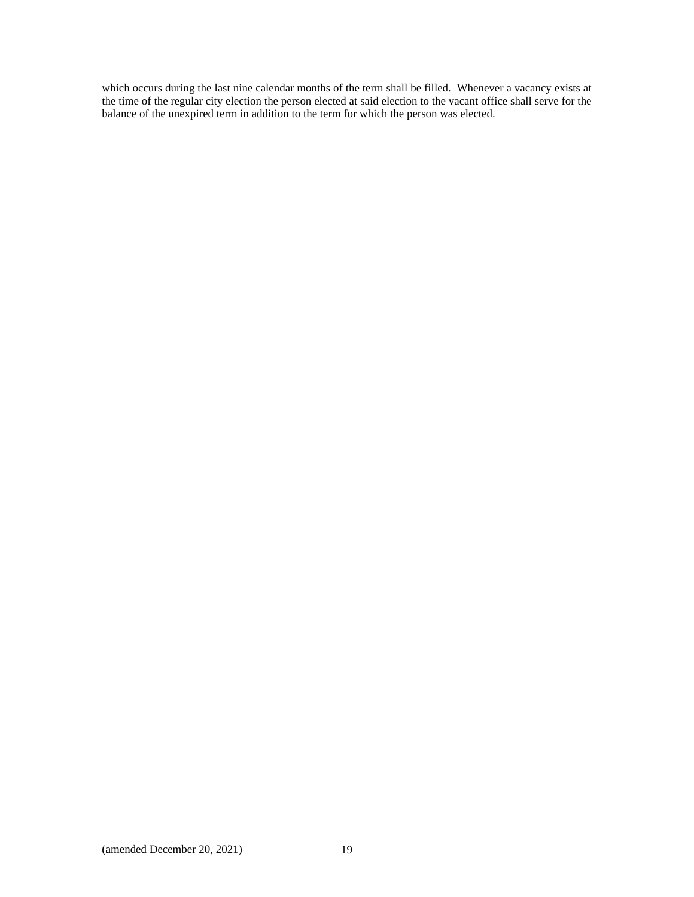which occurs during the last nine calendar months of the term shall be filled. Whenever a vacancy exists at the time of the regular city election the person elected at said election to the vacant office shall serve for the balance of the unexpired term in addition to the term for which the person was elected.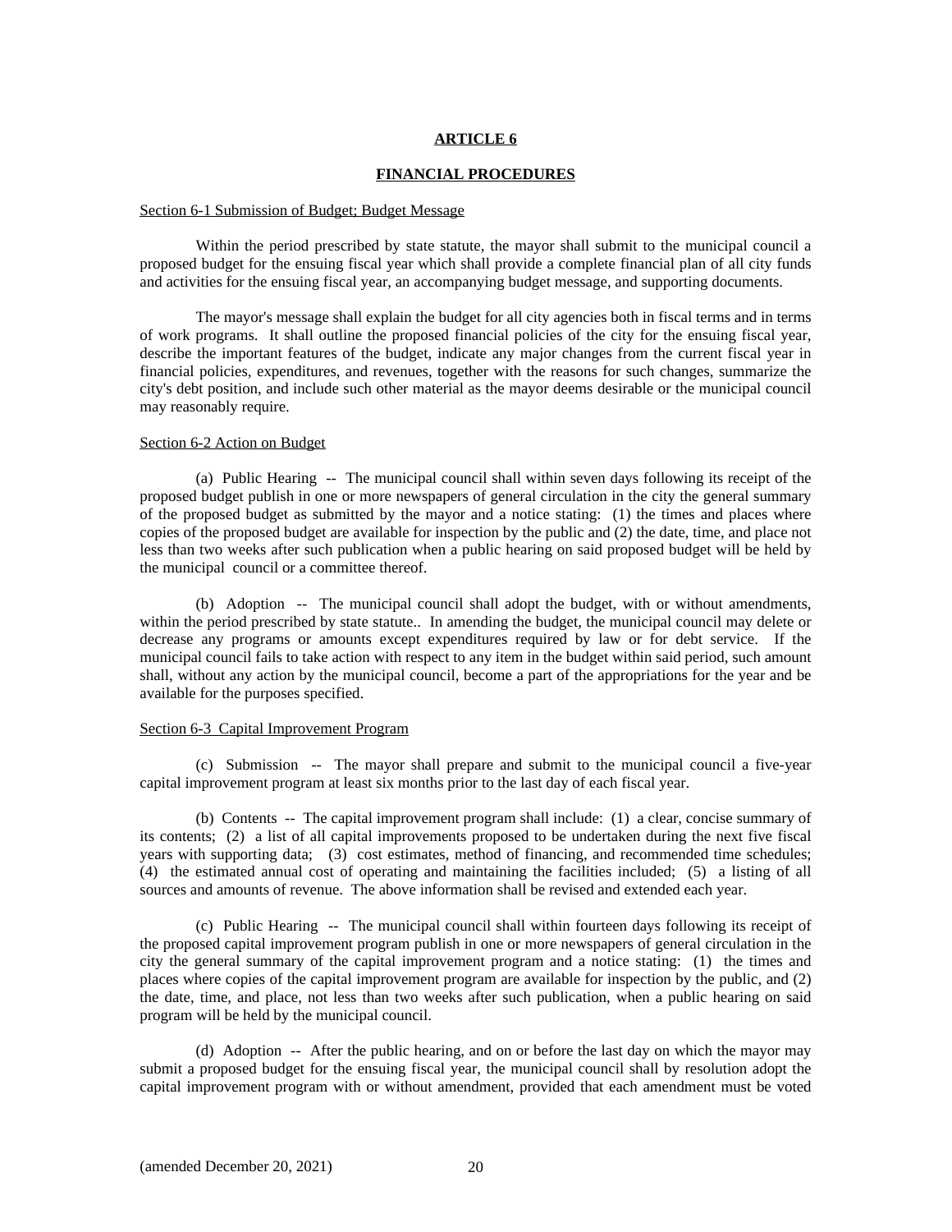# ARTICLE 6

## FINANCIAL PROCEDURES

Section 6-1 Submission of Budget; Budget Message

Within the period prescribed by state statute, the mayor shall submit to the municipal council a proposed budget for the ensuing fiscal year which shall provide a complete financial plan of all city funds and activities for the ensuing fiscal year, an accompanying budget message, and supporting documents.

The mayor's message shall explain the budget for all city agencies both in fiscal terms and in terms of work programs. It shall outline the proposed financial policies of the city for the ensuing fiscal year, describe the important features of the budget, indicate any major changes from the current fiscal year in financial policies, expenditures, and revenues, together with the reasons for such changes, summarize the city's debt position, and include such other material as the mayor deems desirable or the municipal council may reasonably require.

Section 6-2 Action on Budget

(a) Public Hearing -- The municipal council shall within seven days following its receipt of the proposed budget publish in one or more newspapers of general circulation in the city the general summary of the proposed budget as submitted by the mayor and a notice stating: (1) the times and places where copies of the proposed budget are available for inspection by the public and (2) the date, time, and place not less than two weeks after such publication when a public hearing on said proposed budget will be held by the municipal council or a committee thereof.

(b) Adoption -- The municipal council shall adopt the budget, with or without amendments, within the period prescribed by state statute.. In amending the budget, the municipal council may delete or decrease any programs or amounts except expenditures required by law or for debt service. If the municipal council fails to take action with respect to any item in the budget within said period, such amount shall, without any action by the municipal council, become a part of the appropriations for the year and be available for the purposes specified.

Section 6-3 Capital Improvement Program

(c) Submission -- The mayor shall prepare and submit to the municipal council a five-year capital improvement program at least six months prior to the last day of each fiscal year.

(b) Contents -- The capital improvement program shall include: (1) a clear, concise summary of its contents; (2) a list of all capital improvements proposed to be undertaken during the next five fiscal years with supporting data; (3) cost estimates, method of financing, and recommended time schedules; (4) the estimated annual cost of operating and maintaining the facilities included; (5) a listing of all sources and amounts of revenue. The above information shall be revised and extended each year.

(c) Public Hearing -- The municipal council shall within fourteen days following its receipt of the proposed capital improvement program publish in one or more newspapers of general circulation in the city the general summary of the capital improvement program and a notice stating: (1) the times and places where copies of the capital improvement program are available for inspection by the public, and (2) the date, time, and place, not less than two weeks after such publication, when a public hearing on said program will be held by the municipal council.

(d) Adoption -- After the public hearing, and on or before the last day on which the mayor may submit a proposed budget for the ensuing fiscal year, the municipal council shall by resolution adopt the capital improvement program with or without amendment, provided that each amendment must be voted

(amended December 20, 2021)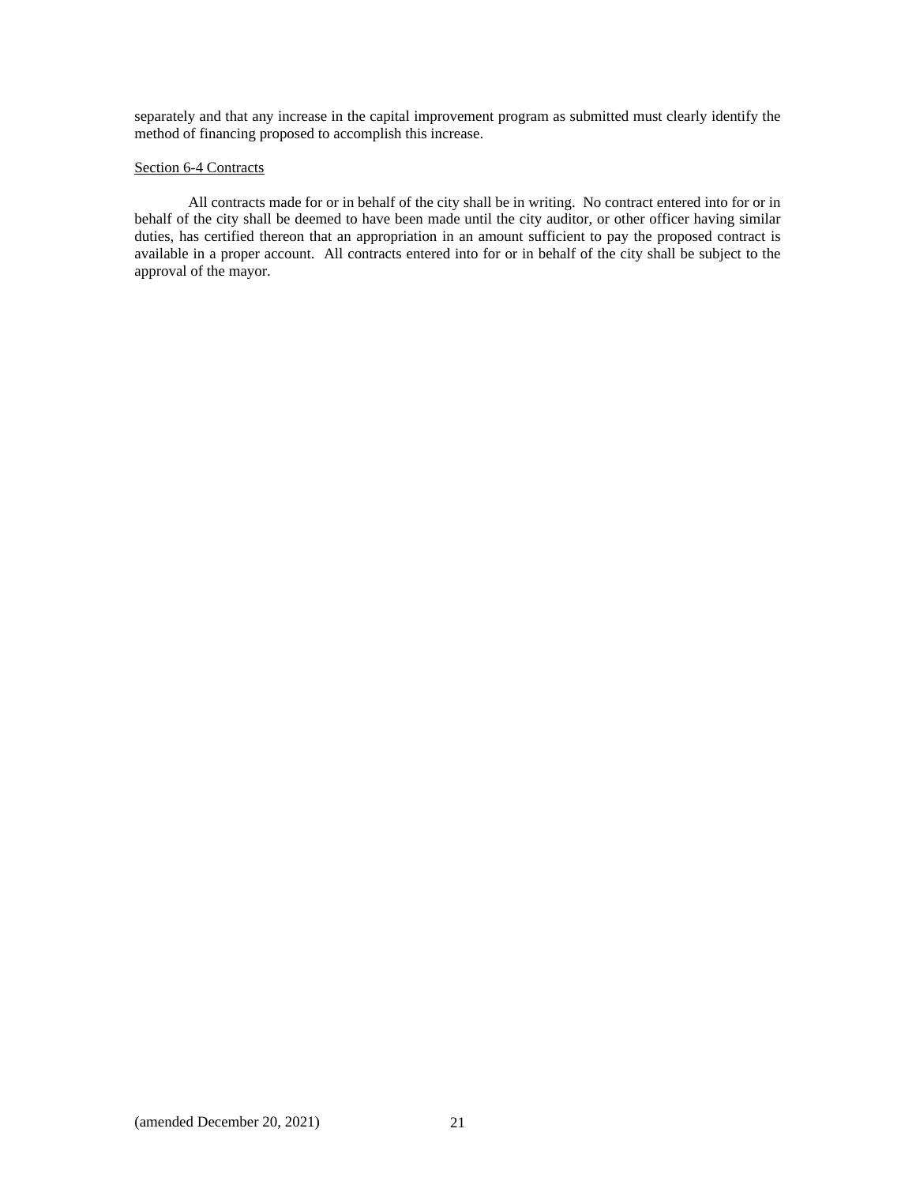separately and that any increase in the capital improvement program as submitted must clearly identify the method of financing proposed to accomplish this increase.

<u>Section 6-4 Contracts</u>

All contracts made for or in behalf of the city shall be in writing. No contract entered into for or in behalf of the city shall be deemed to have been made until the city auditor, or other officer having similar duties, has certified thereon that an appropriation in an amount sufficient to pay the proposed contract is available in a proper account. All contracts entered into for or in behalf of the city shall be subject to the approval of the mayor.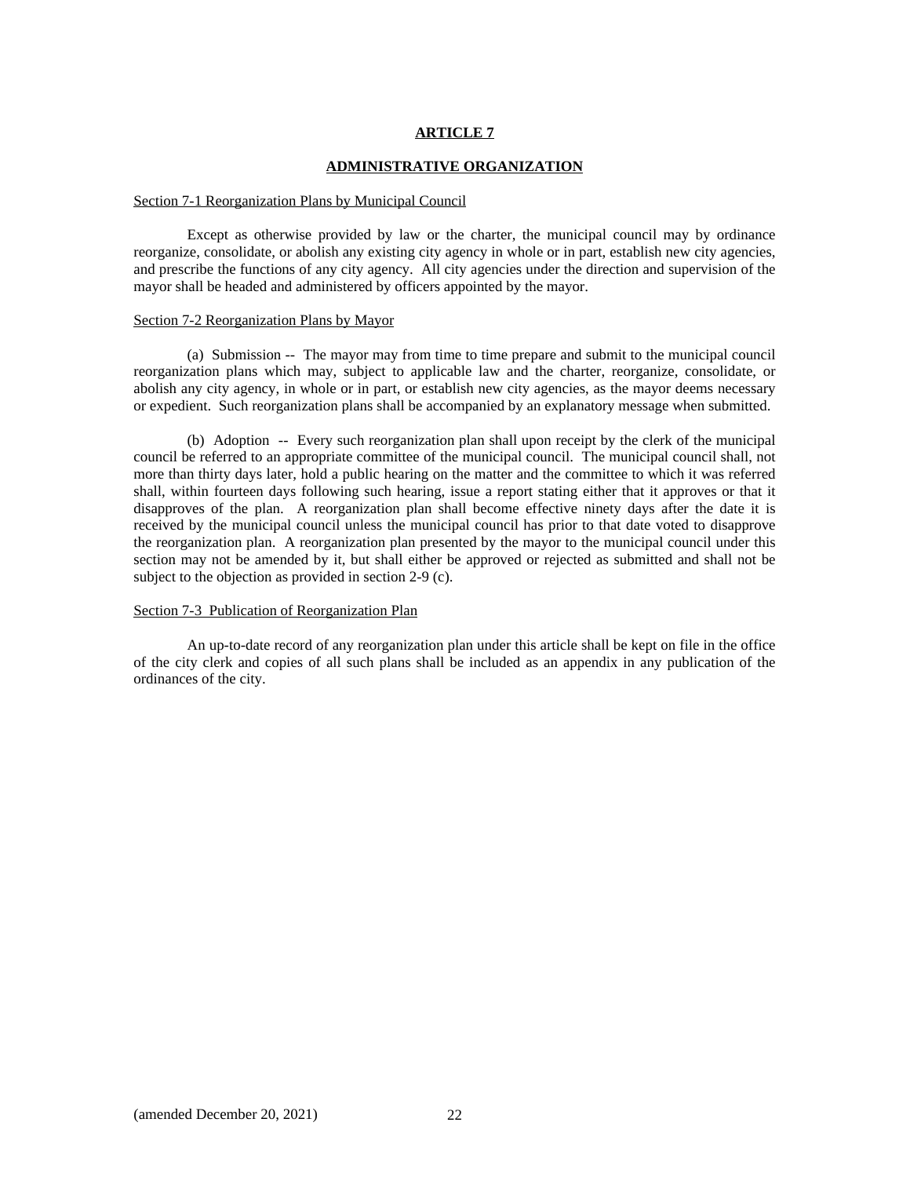# ARTICLE 7

## ADMINISTRATIVE ORGANIZATION

Section 7-1 Reorganization Plans by Municipal Council

Except as otherwise provided by law or the charter, the municipal council may by ordinance reorganize, consolidate, or abolish any existing city agency in whole or in part, establish new city agencies, and prescribe the functions of any city agency. All city agencies under the direction and supervision of the mayor shall be headed and administered by officers appointed by the mayor.

Section 7-2 Reorganization Plans by Mayor

(a) Submission -- The mayor may from time to time prepare and submit to the municipal council reorganization plans which may, subject to applicable law and the charter, reorganize, consolidate, or abolish any city agency, in whole or in part, or establish new city agencies, as the mayor deems necessary or expedient. Such reorganization plans shall be accompanied by an explanatory message when submitted.

(b) Adoption -- Every such reorganization plan shall upon receipt by the clerk of the municipal council be referred to an appropriate committee of the municipal council. The municipal council shall, not more than thirty days later, hold a public hearing on the matter and the committee to which it was referred shall, within fourteen days following such hearing, issue a report stating either that it approves or that it disapproves of the plan. A reorganization plan shall become effective ninety days after the date it is received by the municipal council unless the municipal council has prior to that date voted to disapprove the reorganization plan. A reorganization plan presented by the mayor to the municipal council under this section may not be amended by it, but shall either be approved or rejected as submitted and shall not be subject to the objection as provided in section 2-9 (c).

Section 7-3 Publication of Reorganization Plan

An up-to-date record of any reorganization plan under this article shall be kept on file in the office of the city clerk and copies of all such plans shall be included as an appendix in any publication of the ordinances of the city.

(amended December 20, 2021)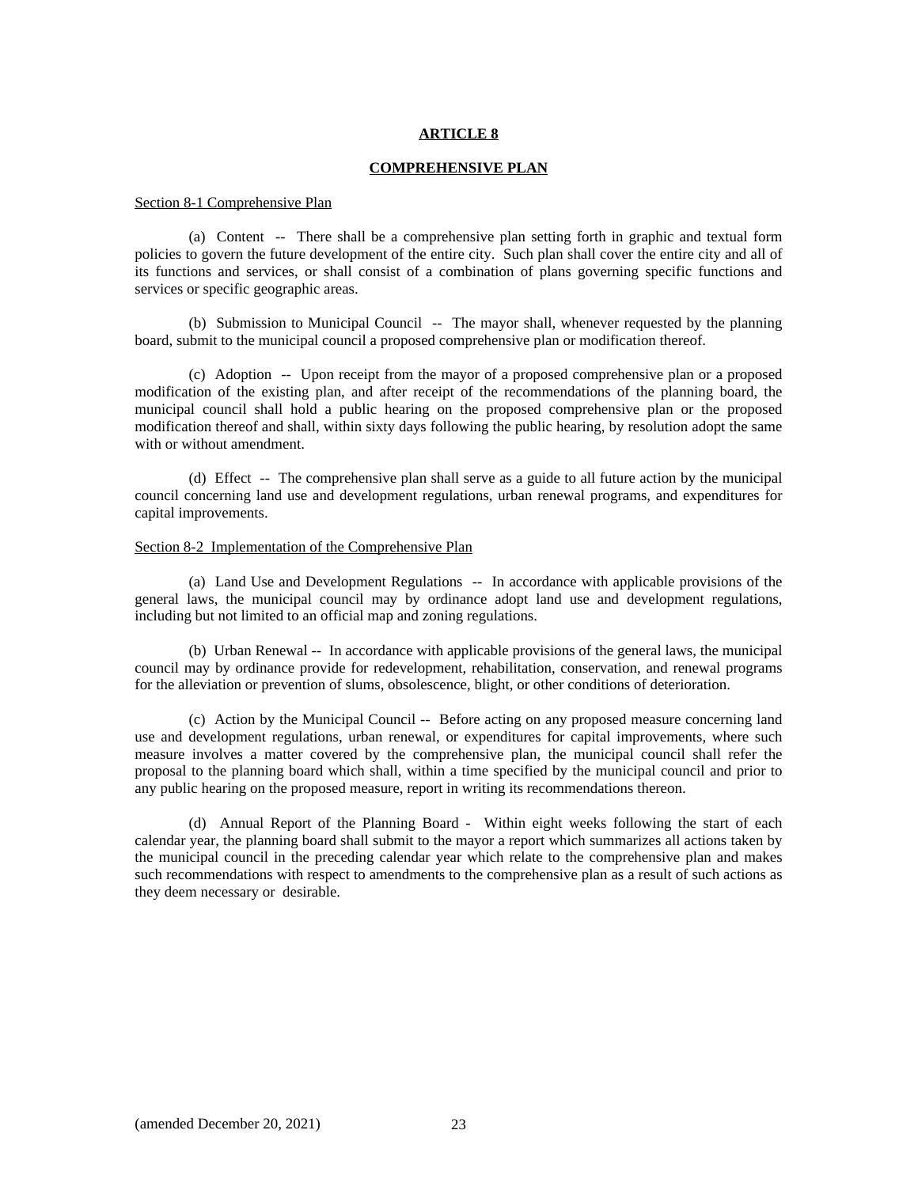# ARTICLE 8

## COMPREHENSIVE PLAN

Section 8-1 Comprehensive Plan

(a) Content -- There shall be a comprehensive plan setting forth in graphic and textual form policies to govern the future development of the entire city. Such plan shall cover the entire city and all of its functions and services, or shall consist of a combination of plans governing specific functions and services or specific geographic areas.

(b) Submission to Municipal Council -- The mayor shall, whenever requested by the planning board, submit to the municipal council a proposed comprehensive plan or modification thereof.

(c) Adoption -- Upon receipt from the mayor of a proposed comprehensive plan or a proposed modification of the existing plan, and after receipt of the recommendations of the planning board, the municipal council shall hold a public hearing on the proposed comprehensive plan or the proposed modification thereof and shall, within sixty days following the public hearing, by resolution adopt the same with or without amendment.

(d) Effect -- The comprehensive plan shall serve as a guide to all future action by the municipal council concerning land use and development regulations, urban renewal programs, and expenditures for capital improvements.

Section 8-2 Implementation of the Comprehensive Plan

(a) Land Use and Development Regulations -- In accordance with applicable provisions of the general laws, the municipal council may by ordinance adopt land use and development regulations, including but not limited to an official map and zoning regulations.

(b) Urban Renewal -- In accordance with applicable provisions of the general laws, the municipal council may by ordinance provide for redevelopment, rehabilitation, conservation, and renewal programs for the alleviation or prevention of slums, obsolescence, blight, or other conditions of deterioration.

(c) Action by the Municipal Council -- Before acting on any proposed measure concerning land use and development regulations, urban renewal, or expenditures for capital improvements, where such measure involves a matter covered by the comprehensive plan, the municipal council shall refer the proposal to the planning board which shall, within a time specified by the municipal council and prior to any public hearing on the proposed measure, report in writing its recommendations thereon.

(d) Annual Report of the Planning Board - Within eight weeks following the start of each calendar year, the planning board shall submit to the mayor a report which summarizes all actions taken by the municipal council in the preceding calendar year which relate to the comprehensive plan and makes such recommendations with respect to amendments to the comprehensive plan as a result of such actions as they deem necessary or desirable.

(amended December 20, 2021)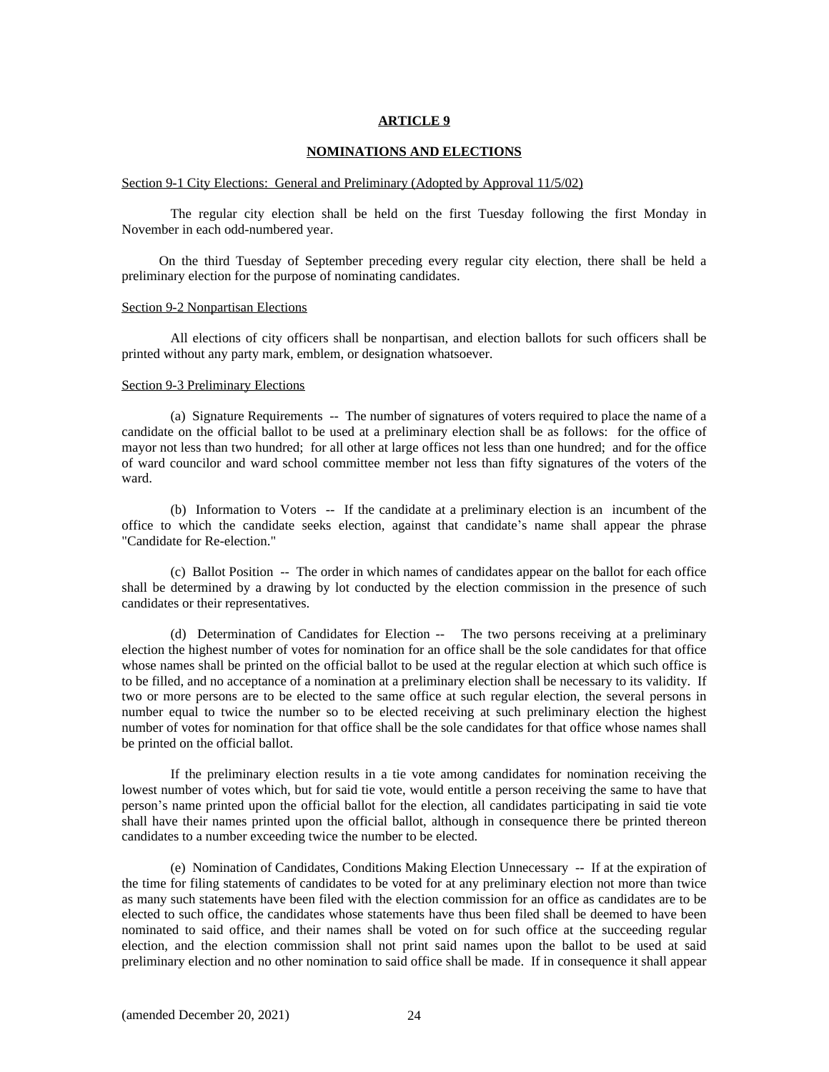## ARTICLE 9

## NOMINATIONS AND ELECTIONS

Section 9-1 City Elections: General and Preliminary (Adopted by Approval 11/5/02)

The regular city election shall be held on the first Tuesday following the first Monday in November in each odd-numbered year.

On the third Tuesday of September preceding every regular city election, there shall be held a preliminary election for the purpose of nominating candidates.

Section 9-2 Nonpartisan Elections

All elections of city officers shall be nonpartisan, and election ballots for such officers shall be printed without any party mark, emblem, or designation whatsoever.

Section 9-3 Preliminary Elections

(a) Signature Requirements -- The number of signatures of voters required to place the name of a candidate on the official ballot to be used at a preliminary election shall be as follows: for the office of mayor not less than two hundred; for all other at large offices not less than one hundred; and for the office of ward councilor and ward school committee member not less than fifty signatures of the voters of the ward.

(b) Information to Voters -- If the candidate at a preliminary election is an incumbent of the office to which the candidate seeks election, against that candidate's name shall appear the phrase "Candidate for Re-election."

(c) Ballot Position -- The order in which names of candidates appear on the ballot for each office shall be determined by a drawing by lot conducted by the election commission in the presence of such candidates or their representatives.

(d) Determination of Candidates for Election -- The two persons receiving at a preliminary election the highest number of votes for nomination for an office shall be the sole candidates for that office whose names shall be printed on the official ballot to be used at the regular election at which such office is to be filled, and no acceptance of a nomination at a preliminary election shall be necessary to its validity. If two or more persons are to be elected to the same office at such regular election, the several persons in number equal to twice the number so to be elected receiving at such preliminary election the highest number of votes for nomination for that office shall be the sole candidates for that office whose names shall be printed on the official ballot.

If the preliminary election results in a tie vote among candidates for nomination receiving the lowest number of votes which, but for said tie vote, would entitle a person receiving the same to have that person's name printed upon the official ballot for the election, all candidates participating in said tie vote shall have their names printed upon the official ballot, although in consequence there be printed thereon candidates to a number exceeding twice the number to be elected.

(e) Nomination of Candidates, Conditions Making Election Unnecessary -- If at the expiration of the time for filing statements of candidates to be voted for at any preliminary election not more than twice as many such statements have been filed with the election commission for an office as candidates are to be elected to such office, the candidates whose statements have thus been filed shall be deemed to have been nominated to said office, and their names shall be voted on for such office at the succeeding regular election, and the election commission shall not print said names upon the ballot to be used at said preliminary election and no other nomination to said office shall be made. If in consequence it shall appear

(amended December 20, 2021)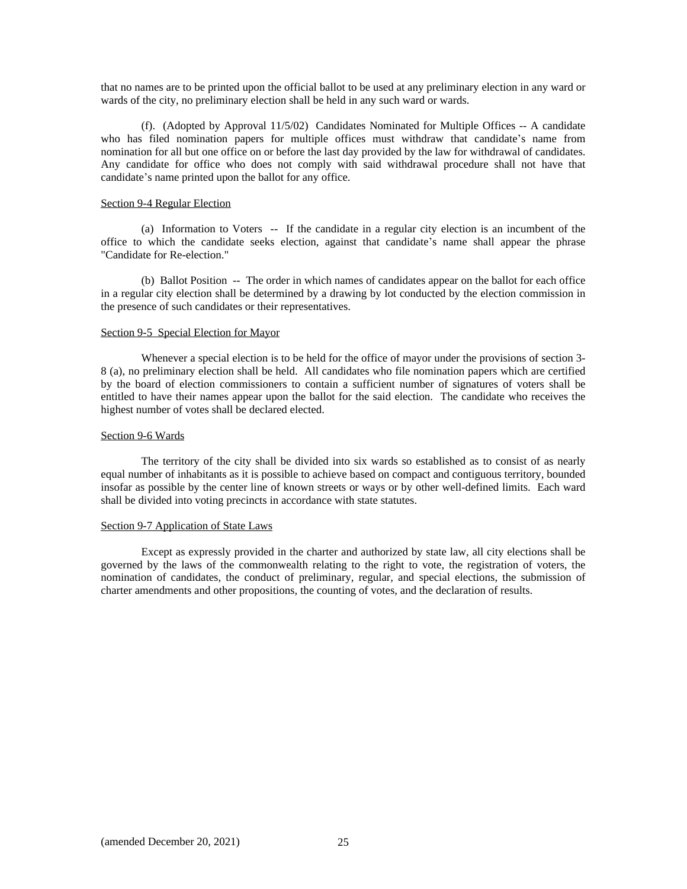that no names are to be printed upon the official ballot to be used at any preliminary election in any ward or wards of the city, no preliminary election shall be held in any such ward or wards.

(f). (Adopted by Approval 11/5/02) Candidates Nominated for Multiple Offices -- A candidate who has filed nomination papers for multiple offices must withdraw that candidate's name from nomination for all but one office on or before the last day provided by the law for withdrawal of candidates. Any candidate for office who does not comply with said withdrawal procedure shall not have that candidate's name printed upon the ballot for any office.

## Section 9-4 Regular Election

(a) Information to Voters -- If the candidate in a regular city election is an incumbent of the office to which the candidate seeks election, against that candidate's name shall appear the phrase "Candidate for Re-election."

(b) Ballot Position -- The order in which names of candidates appear on the ballot for each office in a regular city election shall be determined by a drawing by lot conducted by the election commission in the presence of such candidates or their representatives.

## Section 9-5 Special Election for Mayor

Whenever a special election is to be held for the office of mayor under the provisions of section 3-8 (a), no preliminary election shall be held. All candidates who file nomination papers which are certified by the board of election commissioners to contain a sufficient number of signatures of voters shall be entitled to have their names appear upon the ballot for the said election. The candidate who receives the highest number of votes shall be declared elected.

## Section 9-6 Wards

The territory of the city shall be divided into six wards so established as to consist of as nearly equal number of inhabitants as it is possible to achieve based on compact and contiguous territory, bounded insofar as possible by the center line of known streets or ways or by other well-defined limits. Each ward shall be divided into voting precincts in accordance with state statutes.

## Section 9-7 Application of State Laws

Except as expressly provided in the charter and authorized by state law, all city elections shall be governed by the laws of the commonwealth relating to the right to vote, the registration of voters, the nomination of candidates, the conduct of preliminary, regular, and special elections, the submission of charter amendments and other propositions, the counting of votes, and the declaration of results.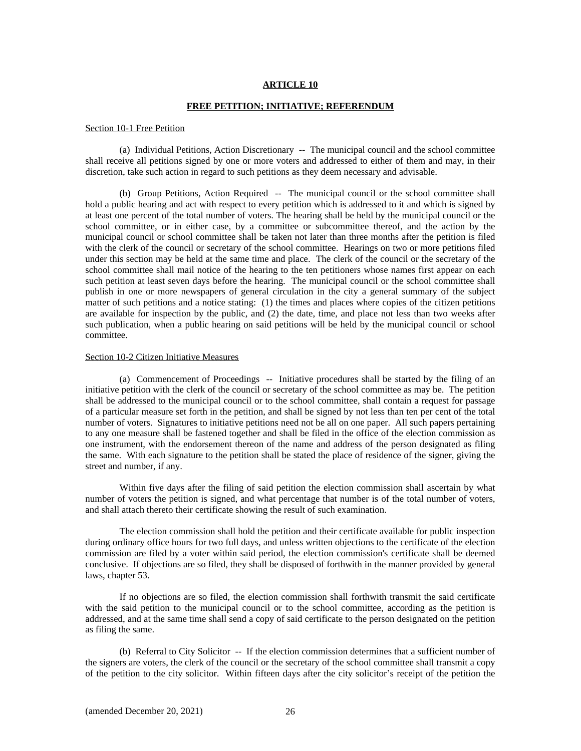## ARTICLE 10

### FREE PETITION; INITIATIVE; REFERENDUM

Section 10-1 Free Petition

(a) Individual Petitions, Action Discretionary -- The municipal council and the school committee shall receive all petitions signed by one or more voters and addressed to either of them and may, in their discretion, take such action in regard to such petitions as they deem necessary and advisable.

(b) Group Petitions, Action Required -- The municipal council or the school committee shall hold a public hearing and act with respect to every petition which is addressed to it and which is signed by at least one percent of the total number of voters. The hearing shall be held by the municipal council or the school committee, or in either case, by a committee or subcommittee thereof, and the action by the municipal council or school committee shall be taken not later than three months after the petition is filed with the clerk of the council or secretary of the school committee. Hearings on two or more petitions filed under this section may be held at the same time and place. The clerk of the council or the secretary of the school committee shall mail notice of the hearing to the ten petitioners whose names first appear on each such petition at least seven days before the hearing. The municipal council or the school committee shall publish in one or more newspapers of general circulation in the city a general summary of the subject matter of such petitions and a notice stating: (1) the times and places where copies of the citizen petitions are available for inspection by the public, and (2) the date, time, and place not less than two weeks after such publication, when a public hearing on said petitions will be held by the municipal council or school committee.

Section 10-2 Citizen Initiative Measures

(a) Commencement of Proceedings -- Initiative procedures shall be started by the filing of an initiative petition with the clerk of the council or secretary of the school committee as may be. The petition shall be addressed to the municipal council or to the school committee, shall contain a request for passage of a particular measure set forth in the petition, and shall be signed by not less than ten per cent of the total number of voters. Signatures to initiative petitions need not be all on one paper. All such papers pertaining to any one measure shall be fastened together and shall be filed in the office of the election commission as one instrument, with the endorsement thereon of the name and address of the person designated as filing the same. With each signature to the petition shall be stated the place of residence of the signer, giving the street and number, if any.

Within five days after the filing of said petition the election commission shall ascertain by what number of voters the petition is signed, and what percentage that number is of the total number of voters, and shall attach thereto their certificate showing the result of such examination.

The election commission shall hold the petition and their certificate available for public inspection during ordinary office hours for two full days, and unless written objections to the certificate of the election commission are filed by a voter within said period, the election commission's certificate shall be deemed conclusive. If objections are so filed, they shall be disposed of forthwith in the manner provided by general laws, chapter 53.

If no objections are so filed, the election commission shall forthwith transmit the said certificate with the said petition to the municipal council or to the school committee, according as the petition is addressed, and at the same time shall send a copy of said certificate to the person designated on the petition as filing the same.

(b) Referral to City Solicitor -- If the election commission determines that a sufficient number of the signers are voters, the clerk of the council or the secretary of the school committee shall transmit a copy of the petition to the city solicitor. Within fifteen days after the city solicitor's receipt of the petition the

(amended December 20, 2021)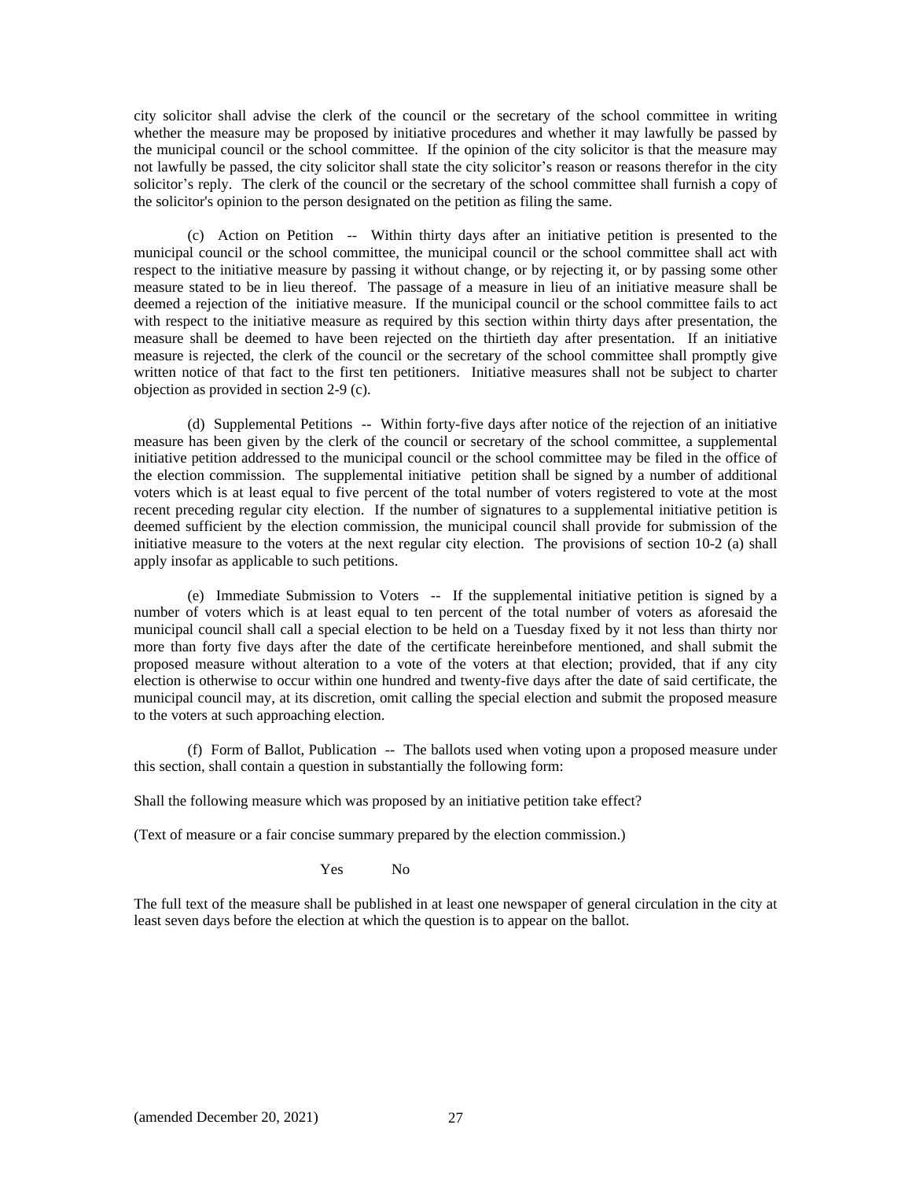city solicitor shall advise the clerk of the council or the secretary of the school committee in writing whether the measure may be proposed by initiative procedures and whether it may lawfully be passed by the municipal council or the school committee. If the opinion of the city solicitor is that the measure may not lawfully be passed, the city solicitor shall state the city solicitor's reason or reasons therefor in the city solicitor's reply. The clerk of the council or the secretary of the school committee shall furnish a copy of the solicitor's opinion to the person designated on the petition as filing the same.

(c) Action on Petition -- Within thirty days after an initiative petition is presented to the municipal council or the school committee, the municipal council or the school committee shall act with respect to the initiative measure by passing it without change, or by rejecting it, or by passing some other measure stated to be in lieu thereof. The passage of a measure in lieu of an initiative measure shall be deemed a rejection of the initiative measure. If the municipal council or the school committee fails to act with respect to the initiative measure as required by this section within thirty days after presentation, the measure shall be deemed to have been rejected on the thirtieth day after presentation. If an initiative measure is rejected, the clerk of the council or the secretary of the school committee shall promptly give written notice of that fact to the first ten petitioners. Initiative measures shall not be subject to charter objection as provided in section 2-9 (c).

(d) Supplemental Petitions -- Within forty-five days after notice of the rejection of an initiative measure has been given by the clerk of the council or secretary of the school committee, a supplemental initiative petition addressed to the municipal council or the school committee may be filed in the office of the election commission. The supplemental initiative petition shall be signed by a number of additional voters which is at least equal to five percent of the total number of voters registered to vote at the most recent preceding regular city election. If the number of signatures to a supplemental initiative petition is deemed sufficient by the election commission, the municipal council shall provide for submission of the initiative measure to the voters at the next regular city election. The provisions of section 10-2 (a) shall apply insofar as applicable to such petitions.

(e) Immediate Submission to Voters -- If the supplemental initiative petition is signed by a number of voters which is at least equal to ten percent of the total number of voters as aforesaid the municipal council shall call a special election to be held on a Tuesday fixed by it not less than thirty nor more than forty five days after the date of the certificate hereinbefore mentioned, and shall submit the proposed measure without alteration to a vote of the voters at that election; provided, that if any city election is otherwise to occur within one hundred and twenty-five days after the date of said certificate, the municipal council may, at its discretion, omit calling the special election and submit the proposed measure to the voters at such approaching election.

(f) Form of Ballot, Publication -- The ballots used when voting upon a proposed measure under this section, shall contain a question in substantially the following form:

Shall the following measure which was proposed by an initiative petition take effect?

(Text of measure or a fair concise summary prepared by the election commission.)

Yes No

The full text of the measure shall be published in at least one newspaper of general circulation in the city at least seven days before the election at which the question is to appear on the ballot.

(amended December 20, 2021)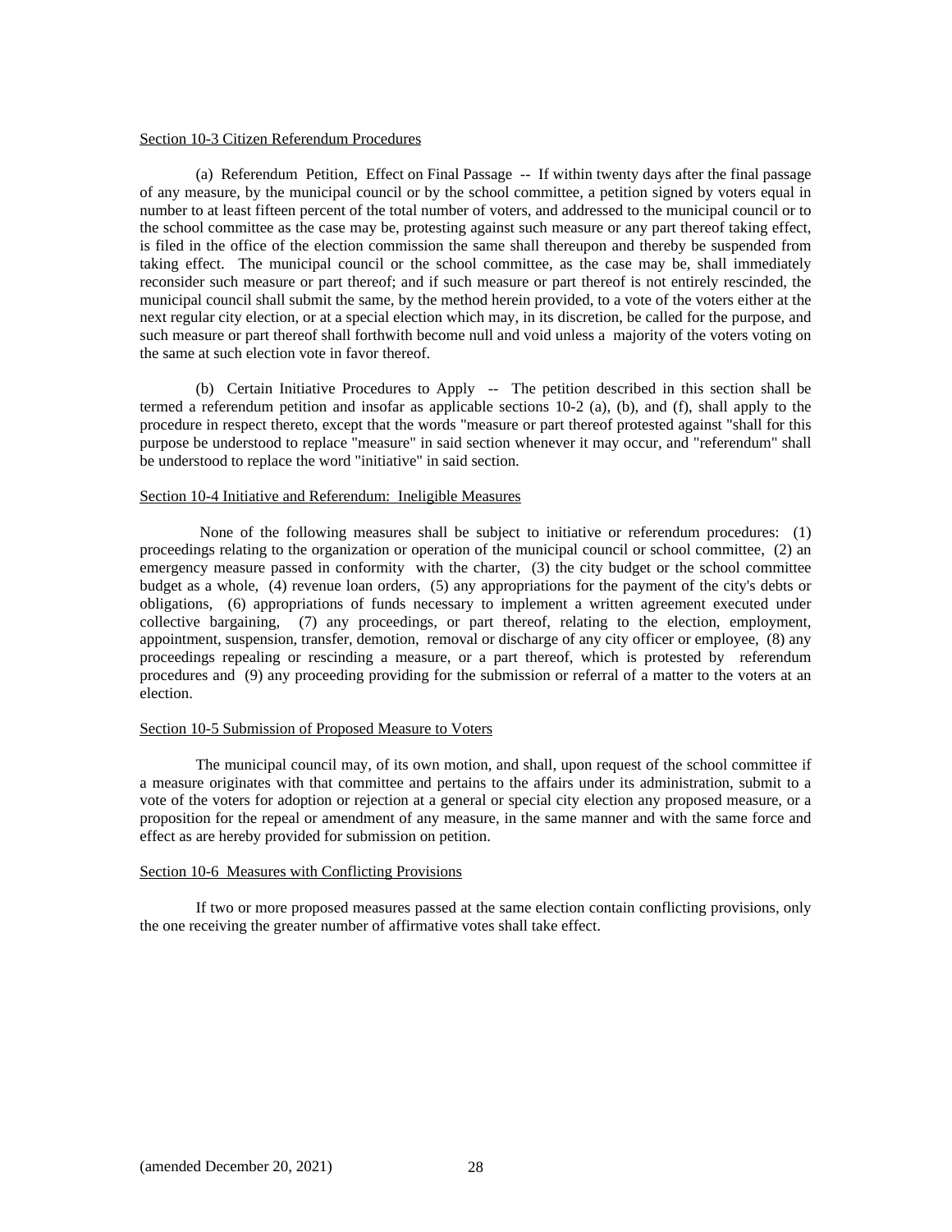## Section 10-3 Citizen Referendum Procedures

(a) Referendum Petition, Effect on Final Passage -- If within twenty days after the final passage of any measure, by the municipal council or by the school committee, a petition signed by voters equal in number to at least fifteen percent of the total number of voters, and addressed to the municipal council or to the school committee as the case may be, protesting against such measure or any part thereof taking effect, is filed in the office of the election commission the same shall thereupon and thereby be suspended from taking effect. The municipal council or the school committee, as the case may be, shall immediately reconsider such measure or part thereof; and if such measure or part thereof is not entirely rescinded, the municipal council shall submit the same, by the method herein provided, to a vote of the voters either at the next regular city election, or at a special election which may, in its discretion, be called for the purpose, and such measure or part thereof shall forthwith become null and void unless a majority of the voters voting on the same at such election vote in favor thereof.

(b) Certain Initiative Procedures to Apply -- The petition described in this section shall be termed a referendum petition and insofar as applicable sections 10-2 (a), (b), and (f), shall apply to the procedure in respect thereto, except that the words "measure or part thereof protested against "shall for this purpose be understood to replace "measure" in said section whenever it may occur, and "referendum" shall be understood to replace the word "initiative" in said section.

## Section 10-4 Initiative and Referendum: Ineligible Measures

None of the following measures shall be subject to initiative or referendum procedures: (1) proceedings relating to the organization or operation of the municipal council or school committee, (2) an emergency measure passed in conformity with the charter, (3) the city budget or the school committee budget as a whole, (4) revenue loan orders, (5) any appropriations for the payment of the city's debts or obligations, (6) appropriations of funds necessary to implement a written agreement executed under collective bargaining, (7) any proceedings, or part thereof, relating to the election, employment, appointment, suspension, transfer, demotion, removal or discharge of any city officer or employee, (8) any proceedings repealing or rescinding a measure, or a part thereof, which is protested by referendum procedures and (9) any proceeding providing for the submission or referral of a matter to the voters at an election.

## Section 10-5 Submission of Proposed Measure to Voters

The municipal council may, of its own motion, and shall, upon request of the school committee if a measure originates with that committee and pertains to the affairs under its administration, submit to a vote of the voters for adoption or rejection at a general or special city election any proposed measure, or a proposition for the repeal or amendment of any measure, in the same manner and with the same force and effect as are hereby provided for submission on petition.

## Section 10-6 Measures with Conflicting Provisions

If two or more proposed measures passed at the same election contain conflicting provisions, only the one receiving the greater number of affirmative votes shall take effect.

(amended December 20, 2021)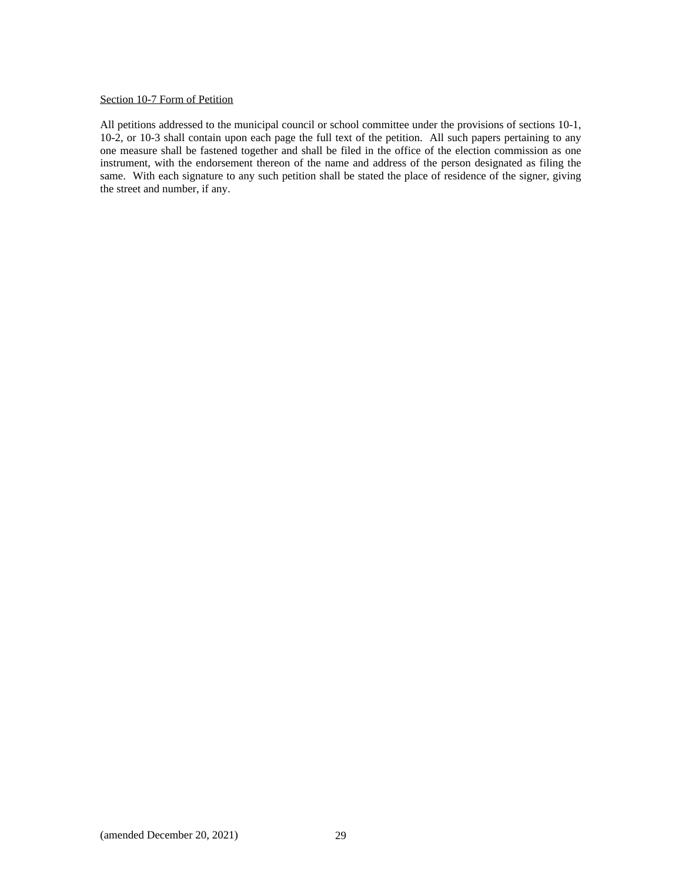Section 10-7 Form of Petition

All petitions addressed to the municipal council or school committee under the provisions of sections 10-1, 10-2, or 10-3 shall contain upon each page the full text of the petition. All such papers pertaining to any one measure shall be fastened together and shall be filed in the office of the election commission as one instrument, with the endorsement thereon of the name and address of the person designated as filing the same. With each signature to any such petition shall be stated the place of residence of the signer, giving the street and number, if any.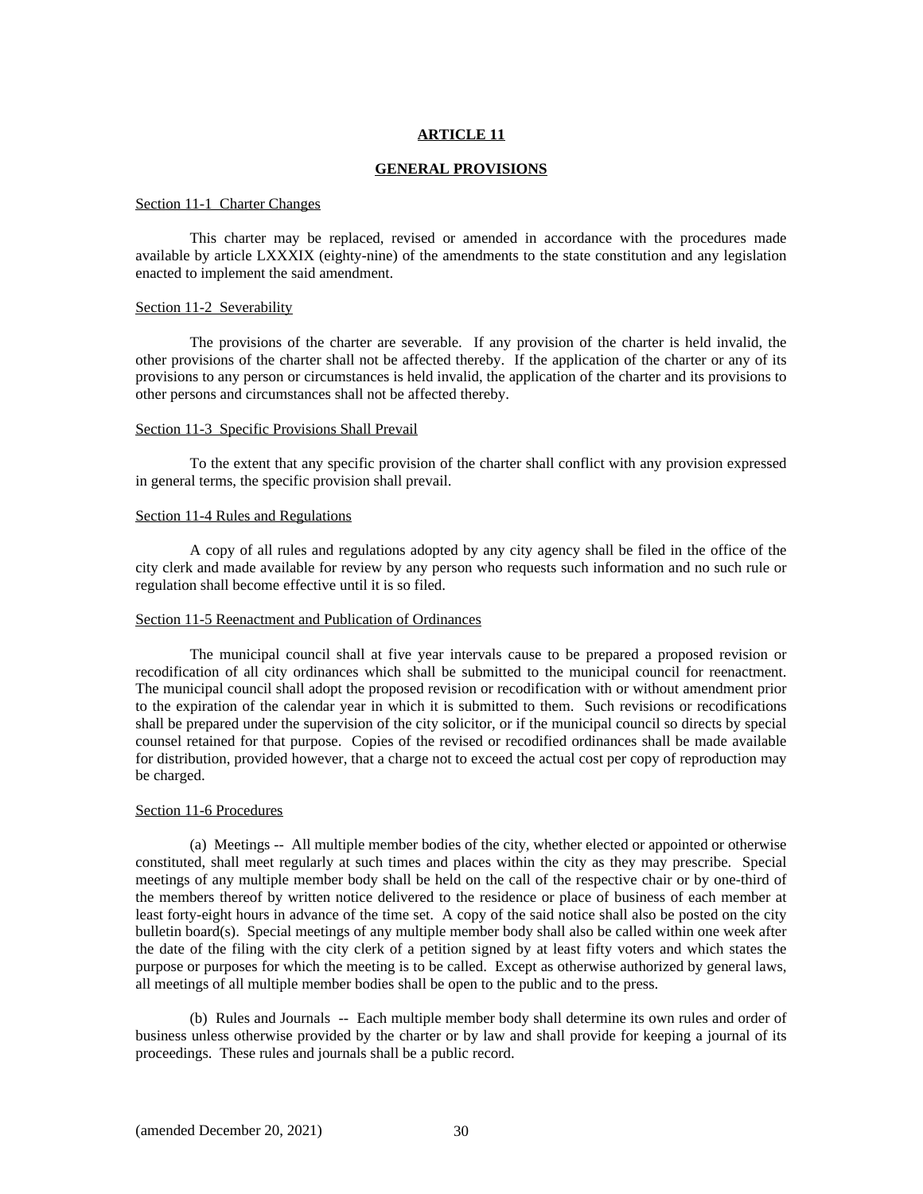# ARTICLE 11

## GENERAL PROVISIONS

Section 11-1 Charter Changes

This charter may be replaced, revised or amended in accordance with the procedures made available by article LXXXIX (eighty-nine) of the amendments to the state constitution and any legislation enacted to implement the said amendment.

Section 11-2 Severability

The provisions of the charter are severable. If any provision of the charter is held invalid, the other provisions of the charter shall not be affected thereby. If the application of the charter or any of its provisions to any person or circumstances is held invalid, the application of the charter and its provisions to other persons and circumstances shall not be affected thereby.

Section 11-3 Specific Provisions Shall Prevail

To the extent that any specific provision of the charter shall conflict with any provision expressed in general terms, the specific provision shall prevail.

Section 11-4 Rules and Regulations

A copy of all rules and regulations adopted by any city agency shall be filed in the office of the city clerk and made available for review by any person who requests such information and no such rule or regulation shall become effective until it is so filed.

Section 11-5 Reenactment and Publication of Ordinances

The municipal council shall at five year intervals cause to be prepared a proposed revision or recodification of all city ordinances which shall be submitted to the municipal council for reenactment. The municipal council shall adopt the proposed revision or recodification with or without amendment prior to the expiration of the calendar year in which it is submitted to them. Such revisions or recodifications shall be prepared under the supervision of the city solicitor, or if the municipal council so directs by special counsel retained for that purpose. Copies of the revised or recodified ordinances shall be made available for distribution, provided however, that a charge not to exceed the actual cost per copy of reproduction may be charged.

Section 11-6 Procedures

(a) Meetings -- All multiple member bodies of the city, whether elected or appointed or otherwise constituted, shall meet regularly at such times and places within the city as they may prescribe. Special meetings of any multiple member body shall be held on the call of the respective chair or by one-third of the members thereof by written notice delivered to the residence or place of business of each member at least forty-eight hours in advance of the time set. A copy of the said notice shall also be posted on the city bulletin board(s). Special meetings of any multiple member body shall also be called within one week after the date of the filing with the city clerk of a petition signed by at least fifty voters and which states the purpose or purposes for which the meeting is to be called. Except as otherwise authorized by general laws, all meetings of all multiple member bodies shall be open to the public and to the press.

(b) Rules and Journals -- Each multiple member body shall determine its own rules and order of business unless otherwise provided by the charter or by law and shall provide for keeping a journal of its proceedings. These rules and journals shall be a public record.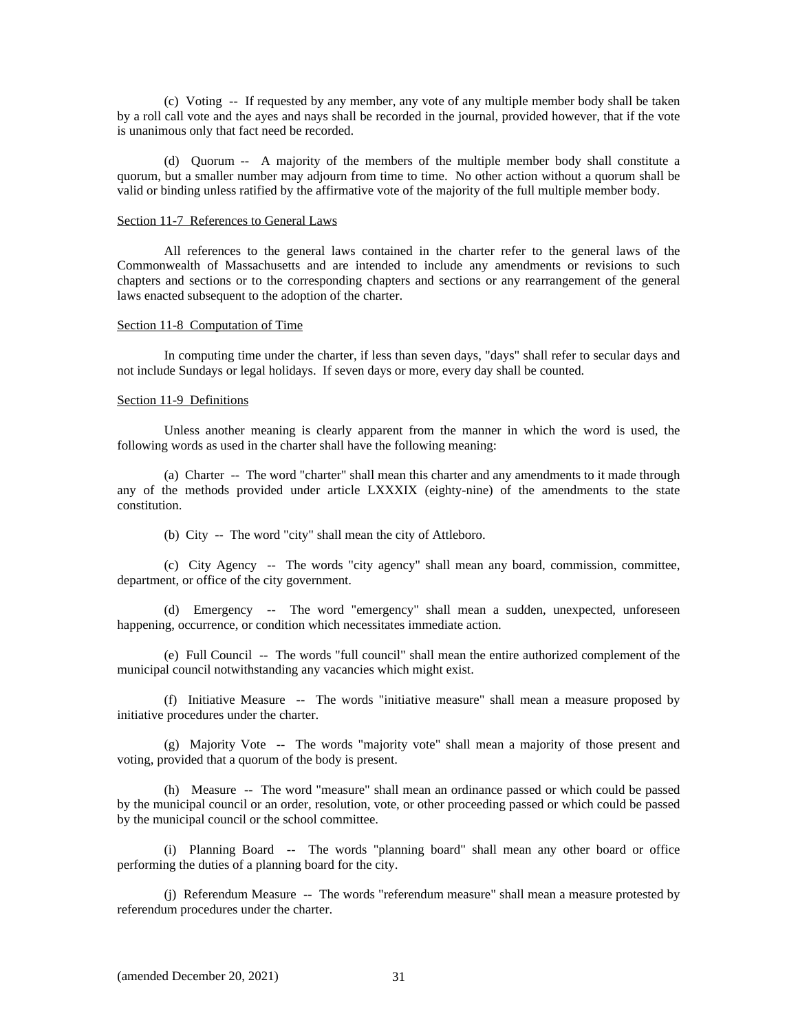(c) Voting -- If requested by any member, any vote of any multiple member body shall be taken by a roll call vote and the ayes and nays shall be recorded in the journal, provided however, that if the vote is unanimous only that fact need be recorded.

(d) Quorum -- A majority of the members of the multiple member body shall constitute a quorum, but a smaller number may adjourn from time to time. No other action without a quorum shall be valid or binding unless ratified by the affirmative vote of the majority of the full multiple member body.

Section 11-7 References to General Laws

All references to the general laws contained in the charter refer to the general laws of the Commonwealth of Massachusetts and are intended to include any amendments or revisions to such chapters and sections or to the corresponding chapters and sections or any rearrangement of the general laws enacted subsequent to the adoption of the charter.

Section 11-8 Computation of Time

In computing time under the charter, if less than seven days, "days" shall refer to secular days and not include Sundays or legal holidays. If seven days or more, every day shall be counted.

Section 11-9 Definitions

Unless another meaning is clearly apparent from the manner in which the word is used, the following words as used in the charter shall have the following meaning:

(a) Charter -- The word "charter" shall mean this charter and any amendments to it made through any of the methods provided under article LXXXIX (eighty-nine) of the amendments to the state constitution.

(b) City -- The word "city" shall mean the city of Attleboro.

(c) City Agency -- The words "city agency" shall mean any board, commission, committee, department, or office of the city government.

(d) Emergency -- The word "emergency" shall mean a sudden, unexpected, unforeseen happening, occurrence, or condition which necessitates immediate action.

(e) Full Council -- The words "full council" shall mean the entire authorized complement of the municipal council notwithstanding any vacancies which might exist.

(f) Initiative Measure -- The words "initiative measure" shall mean a measure proposed by initiative procedures under the charter.

(g) Majority Vote -- The words "majority vote" shall mean a majority of those present and voting, provided that a quorum of the body is present.

(h) Measure -- The word "measure" shall mean an ordinance passed or which could be passed by the municipal council or an order, resolution, vote, or other proceeding passed or which could be passed by the municipal council or the school committee.

(i) Planning Board -- The words "planning board" shall mean any other board or office performing the duties of a planning board for the city.

(j) Referendum Measure -- The words "referendum measure" shall mean a measure protested by referendum procedures under the charter.

(amended December 20, 2021)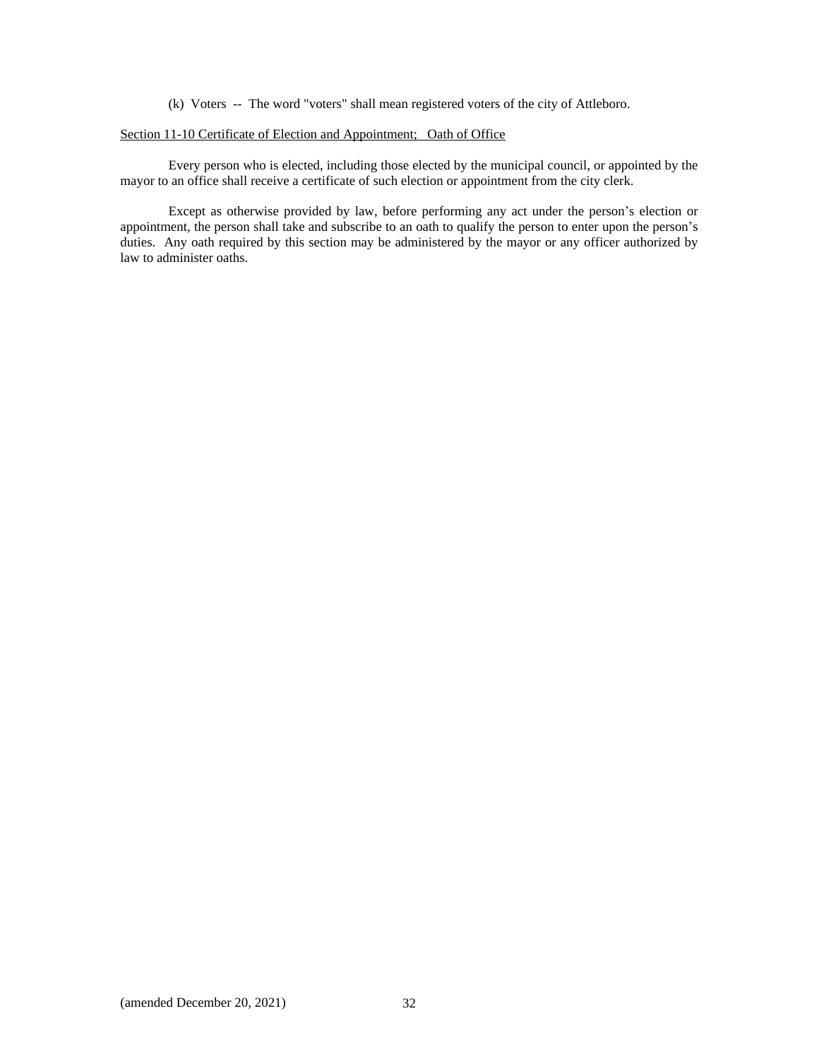(k) Voters -- The word "voters" shall mean registered voters of the city of Attleboro.

<u>Section 11-10 Certificate of Election and Appointment; Oath of Office</u>

Every person who is elected, including those elected by the municipal council, or appointed by the mayor to an office shall receive a certificate of such election or appointment from the city clerk.

Except as otherwise provided by law, before performing any act under the person's election or appointment, the person shall take and subscribe to an oath to qualify the person to enter upon the person's duties. Any oath required by this section may be administered by the mayor or any officer authorized by law to administer oaths.

(amended December 20, 2021)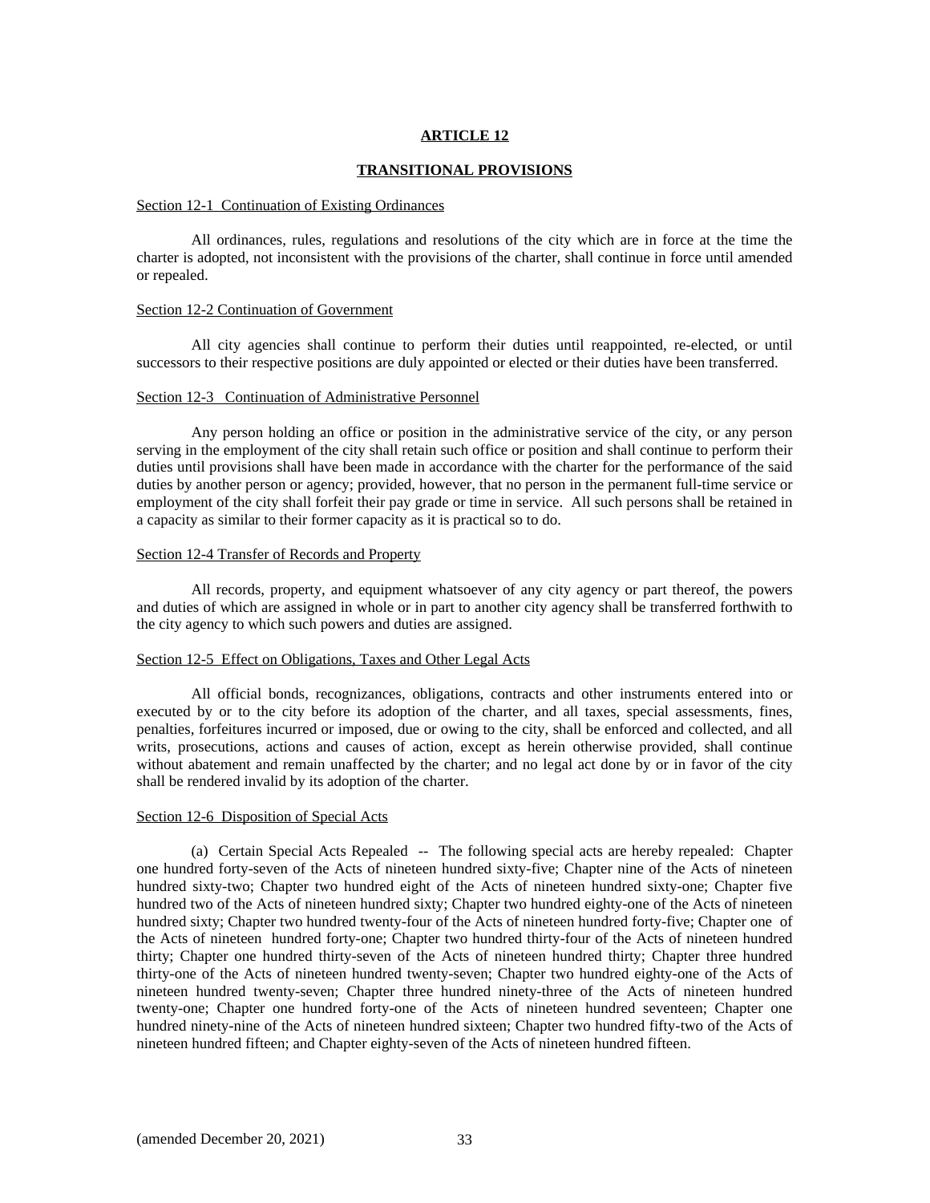# ARTICLE 12

## TRANSITIONAL PROVISIONS

Section 12-1 Continuation of Existing Ordinances

All ordinances, rules, regulations and resolutions of the city which are in force at the time the charter is adopted, not inconsistent with the provisions of the charter, shall continue in force until amended or repealed.

Section 12-2 Continuation of Government

All city agencies shall continue to perform their duties until reappointed, re-elected, or until successors to their respective positions are duly appointed or elected or their duties have been transferred.

Section 12-3 Continuation of Administrative Personnel

Any person holding an office or position in the administrative service of the city, or any person serving in the employment of the city shall retain such office or position and shall continue to perform their duties until provisions shall have been made in accordance with the charter for the performance of the said duties by another person or agency; provided, however, that no person in the permanent full-time service or employment of the city shall forfeit their pay grade or time in service. All such persons shall be retained in a capacity as similar to their former capacity as it is practical so to do.

Section 12-4 Transfer of Records and Property

All records, property, and equipment whatsoever of any city agency or part thereof, the powers and duties of which are assigned in whole or in part to another city agency shall be transferred forthwith to the city agency to which such powers and duties are assigned.

Section 12-5 Effect on Obligations, Taxes and Other Legal Acts

All official bonds, recognizances, obligations, contracts and other instruments entered into or executed by or to the city before its adoption of the charter, and all taxes, special assessments, fines, penalties, forfeitures incurred or imposed, due or owing to the city, shall be enforced and collected, and all writs, prosecutions, actions and causes of action, except as herein otherwise provided, shall continue without abatement and remain unaffected by the charter; and no legal act done by or in favor of the city shall be rendered invalid by its adoption of the charter.

Section 12-6 Disposition of Special Acts

(a) Certain Special Acts Repealed -- The following special acts are hereby repealed: Chapter one hundred forty-seven of the Acts of nineteen hundred sixty-five; Chapter nine of the Acts of nineteen hundred sixty-two; Chapter two hundred eight of the Acts of nineteen hundred sixty-one; Chapter five hundred two of the Acts of nineteen hundred sixty; Chapter two hundred eighty-one of the Acts of nineteen hundred sixty; Chapter two hundred twenty-four of the Acts of nineteen hundred forty-five; Chapter one of the Acts of nineteen hundred forty-one; Chapter two hundred thirty-four of the Acts of nineteen hundred thirty; Chapter one hundred thirty-seven of the Acts of nineteen hundred thirty; Chapter three hundred thirty-one of the Acts of nineteen hundred twenty-seven; Chapter two hundred eighty-one of the Acts of nineteen hundred twenty-seven; Chapter three hundred ninety-three of the Acts of nineteen hundred twenty-one; Chapter one hundred forty-one of the Acts of nineteen hundred seventeen; Chapter one hundred ninety-nine of the Acts of nineteen hundred sixteen; Chapter two hundred fifty-two of the Acts of nineteen hundred fifteen; and Chapter eighty-seven of the Acts of nineteen hundred fifteen.

(amended December 20, 2021)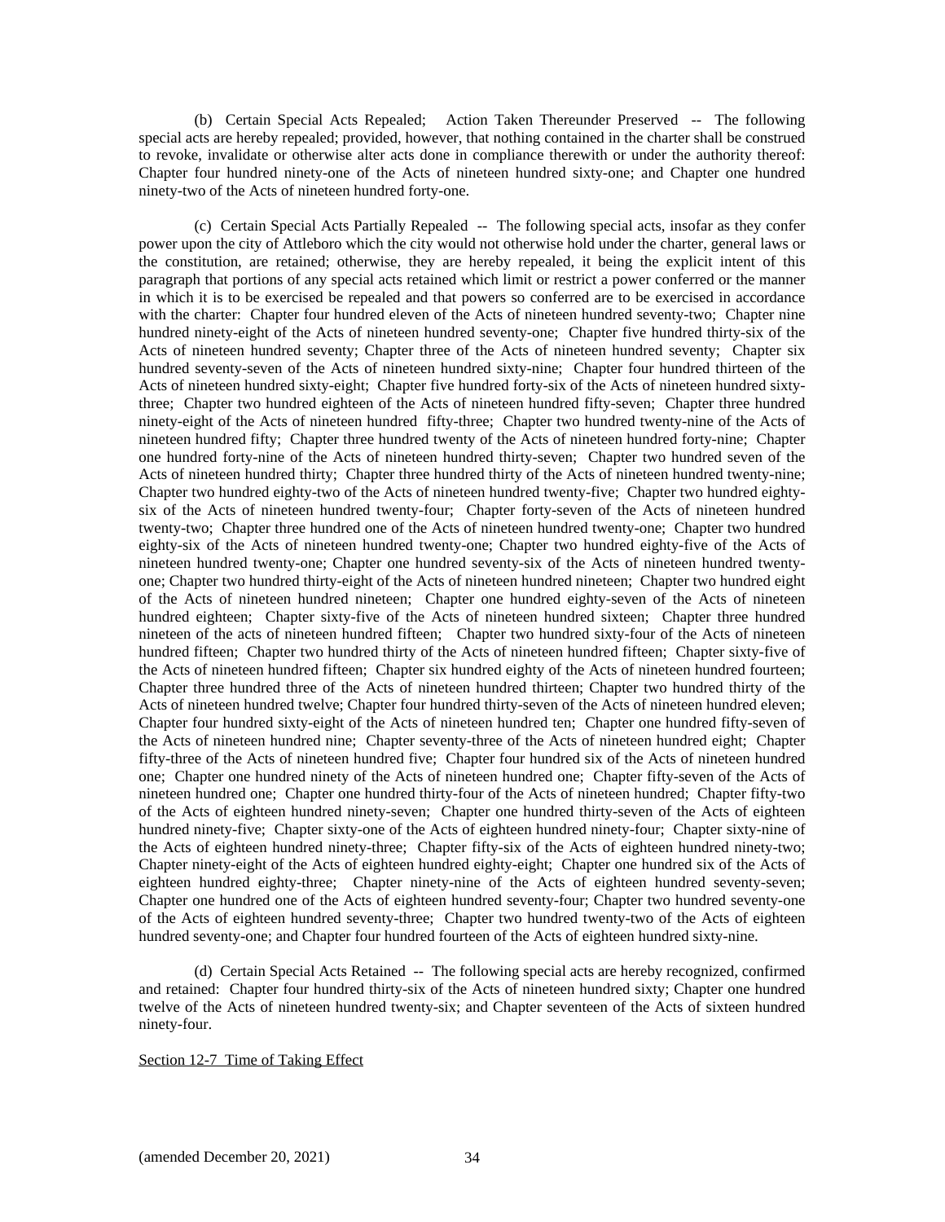(b) Certain Special Acts Repealed; Action Taken Thereunder Preserved -- The following special acts are hereby repealed; provided, however, that nothing contained in the charter shall be construed to revoke, invalidate or otherwise alter acts done in compliance therewith or under the authority thereof: Chapter four hundred ninety-one of the Acts of nineteen hundred sixty-one; and Chapter one hundred ninety-two of the Acts of nineteen hundred forty-one.

(c) Certain Special Acts Partially Repealed -- The following special acts, insofar as they confer power upon the city of Attleboro which the city would not otherwise hold under the charter, general laws or the constitution, are retained; otherwise, they are hereby repealed, it being the explicit intent of this paragraph that portions of any special acts retained which limit or restrict a power conferred or the manner in which it is to be exercised be repealed and that powers so conferred are to be exercised in accordance with the charter: Chapter four hundred eleven of the Acts of nineteen hundred seventy-two; Chapter nine hundred ninety-eight of the Acts of nineteen hundred seventy-one; Chapter five hundred thirty-six of the Acts of nineteen hundred seventy; Chapter three of the Acts of nineteen hundred seventy; Chapter six hundred seventy-seven of the Acts of nineteen hundred sixty-nine; Chapter four hundred thirteen of the Acts of nineteen hundred sixty-eight; Chapter five hundred forty-six of the Acts of nineteen hundred sixty-three; Chapter two hundred eighteen of the Acts of nineteen hundred fifty-seven; Chapter three hundred ninety-eight of the Acts of nineteen hundred fifty-three; Chapter two hundred twenty-nine of the Acts of nineteen hundred fifty; Chapter three hundred twenty of the Acts of nineteen hundred forty-nine; Chapter one hundred forty-nine of the Acts of nineteen hundred thirty-seven; Chapter two hundred seven of the Acts of nineteen hundred thirty; Chapter three hundred thirty of the Acts of nineteen hundred twenty-nine; Chapter two hundred eighty-two of the Acts of nineteen hundred twenty-five; Chapter two hundred eighty-six of the Acts of nineteen hundred twenty-four; Chapter forty-seven of the Acts of nineteen hundred twenty-two; Chapter three hundred one of the Acts of nineteen hundred twenty-one; Chapter two hundred eighty-six of the Acts of nineteen hundred twenty-one; Chapter two hundred eighty-five of the Acts of nineteen hundred twenty-one; Chapter one hundred seventy-six of the Acts of nineteen hundred twenty-one; Chapter two hundred thirty-eight of the Acts of nineteen hundred nineteen; Chapter two hundred eight of the Acts of nineteen hundred nineteen; Chapter one hundred eighty-seven of the Acts of nineteen hundred eighteen; Chapter sixty-five of the Acts of nineteen hundred sixteen; Chapter three hundred nineteen of the acts of nineteen hundred fifteen; Chapter two hundred sixty-four of the Acts of nineteen hundred fifteen; Chapter two hundred thirty of the Acts of nineteen hundred fifteen; Chapter sixty-five of the Acts of nineteen hundred fifteen; Chapter six hundred eighty of the Acts of nineteen hundred fourteen; Chapter three hundred three of the Acts of nineteen hundred thirteen; Chapter two hundred thirty of the Acts of nineteen hundred twelve; Chapter four hundred thirty-seven of the Acts of nineteen hundred eleven; Chapter four hundred sixty-eight of the Acts of nineteen hundred ten; Chapter one hundred fifty-seven of the Acts of nineteen hundred nine; Chapter seventy-three of the Acts of nineteen hundred eight; Chapter fifty-three of the Acts of nineteen hundred five; Chapter four hundred six of the Acts of nineteen hundred one; Chapter one hundred ninety of the Acts of nineteen hundred one; Chapter fifty-seven of the Acts of nineteen hundred one; Chapter one hundred thirty-four of the Acts of nineteen hundred; Chapter fifty-two of the Acts of eighteen hundred ninety-seven; Chapter one hundred thirty-seven of the Acts of eighteen hundred ninety-five; Chapter sixty-one of the Acts of eighteen hundred ninety-four; Chapter sixty-nine of the Acts of eighteen hundred ninety-three; Chapter fifty-six of the Acts of eighteen hundred ninety-two; Chapter ninety-eight of the Acts of eighteen hundred eighty-eight; Chapter one hundred six of the Acts of eighteen hundred eighty-three; Chapter ninety-nine of the Acts of eighteen hundred seventy-seven; Chapter one hundred one of the Acts of eighteen hundred seventy-four; Chapter two hundred seventy-one of the Acts of eighteen hundred seventy-three; Chapter two hundred twenty-two of the Acts of eighteen hundred seventy-one; and Chapter four hundred fourteen of the Acts of eighteen hundred sixty-nine.

(d) Certain Special Acts Retained -- The following special acts are hereby recognized, confirmed and retained: Chapter four hundred thirty-six of the Acts of nineteen hundred sixty; Chapter one hundred twelve of the Acts of nineteen hundred twenty-six; and Chapter seventeen of the Acts of sixteen hundred ninety-four.

Section 12-7 Time of Taking Effect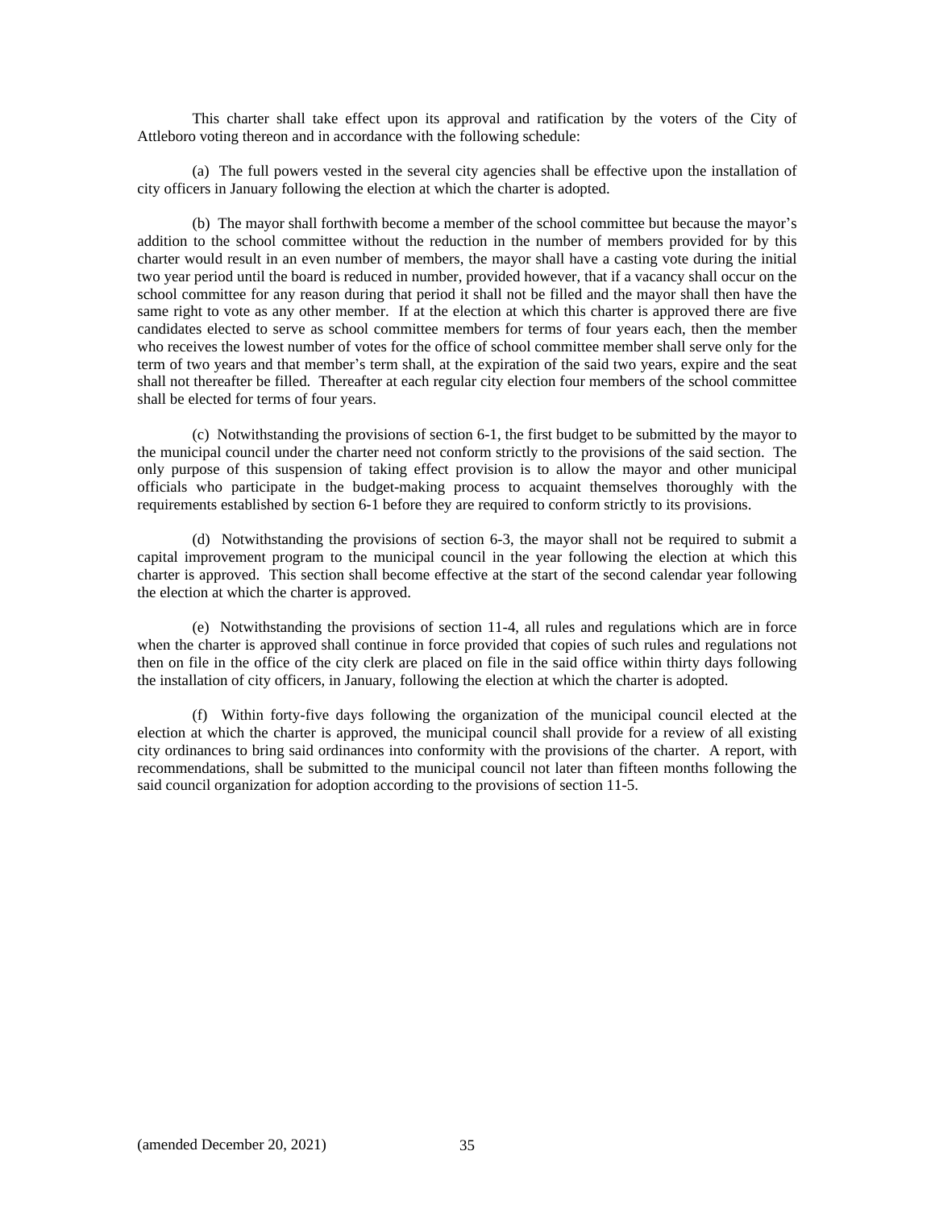This charter shall take effect upon its approval and ratification by the voters of the City of Attleboro voting thereon and in accordance with the following schedule:

(a) The full powers vested in the several city agencies shall be effective upon the installation of city officers in January following the election at which the charter is adopted.

(b) The mayor shall forthwith become a member of the school committee but because the mayor's addition to the school committee without the reduction in the number of members provided for by this charter would result in an even number of members, the mayor shall have a casting vote during the initial two year period until the board is reduced in number, provided however, that if a vacancy shall occur on the school committee for any reason during that period it shall not be filled and the mayor shall then have the same right to vote as any other member. If at the election at which this charter is approved there are five candidates elected to serve as school committee members for terms of four years each, then the member who receives the lowest number of votes for the office of school committee member shall serve only for the term of two years and that member's term shall, at the expiration of the said two years, expire and the seat shall not thereafter be filled. Thereafter at each regular city election four members of the school committee shall be elected for terms of four years.

(c) Notwithstanding the provisions of section 6-1, the first budget to be submitted by the mayor to the municipal council under the charter need not conform strictly to the provisions of the said section. The only purpose of this suspension of taking effect provision is to allow the mayor and other municipal officials who participate in the budget-making process to acquaint themselves thoroughly with the requirements established by section 6-1 before they are required to conform strictly to its provisions.

(d) Notwithstanding the provisions of section 6-3, the mayor shall not be required to submit a capital improvement program to the municipal council in the year following the election at which this charter is approved. This section shall become effective at the start of the second calendar year following the election at which the charter is approved.

(e) Notwithstanding the provisions of section 11-4, all rules and regulations which are in force when the charter is approved shall continue in force provided that copies of such rules and regulations not then on file in the office of the city clerk are placed on file in the said office within thirty days following the installation of city officers, in January, following the election at which the charter is adopted.

(f) Within forty-five days following the organization of the municipal council elected at the election at which the charter is approved, the municipal council shall provide for a review of all existing city ordinances to bring said ordinances into conformity with the provisions of the charter. A report, with recommendations, shall be submitted to the municipal council not later than fifteen months following the said council organization for adoption according to the provisions of section 11-5.

(amended December 20, 2021)